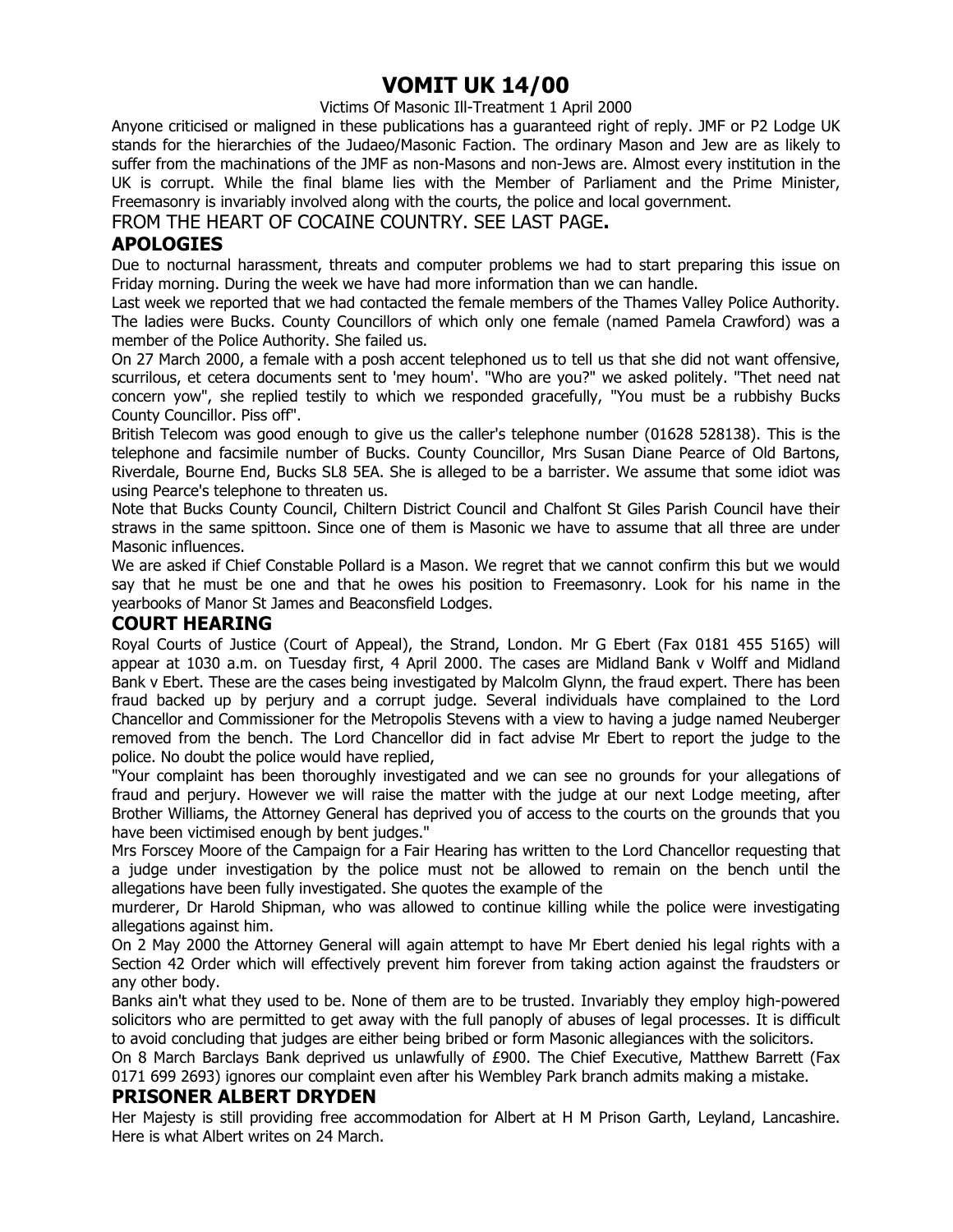# VOMIT UK 14/00

Victims Of Masonic Ill-Treatment 1 April 2000

Anyone criticised or maligned in these publications has a guaranteed right of reply. JMF or P2 Lodge UK stands for the hierarchies of the Judaeo/Masonic Faction. The ordinary Mason and Jew are as likely to suffer from the machinations of the JMF as non-Masons and non-Jews are. Almost every institution in the UK is corrupt. While the final blame lies with the Member of Parliament and the Prime Minister, Freemasonry is invariably involved along with the courts, the police and local government.

FROM THE HEART OF COCAINE COUNTRY. SEE LAST PAGE**.**

## APOLOGIES

Due to nocturnal harassment, threats and computer problems we had to start preparing this issue on Friday morning. During the week we have had more information than we can handle.

Last week we reported that we had contacted the female members of the Thames Valley Police Authority. The ladies were Bucks. County Councillors of which only one female (named Pamela Crawford) was a member of the Police Authority. She failed us.

On 27 March 2000, a female with a posh accent telephoned us to tell us that she did not want offensive, scurrilous, et cetera documents sent to 'mey houm'. "Who are you?" we asked politely. "Thet need nat concern yow", she replied testily to which we responded gracefully, "You must be a rubbishy Bucks County Councillor. Piss off".

British Telecom was good enough to give us the caller's telephone number (01628 528138). This is the telephone and facsimile number of Bucks. County Councillor, Mrs Susan Diane Pearce of Old Bartons, Riverdale, Bourne End, Bucks SL8 5EA. She is alleged to be a barrister. We assume that some idiot was using Pearce's telephone to threaten us.

Note that Bucks County Council, Chiltern District Council and Chalfont St Giles Parish Council have their straws in the same spittoon. Since one of them is Masonic we have to assume that all three are under Masonic influences.

We are asked if Chief Constable Pollard is a Mason. We regret that we cannot confirm this but we would say that he must be one and that he owes his position to Freemasonry. Look for his name in the yearbooks of Manor St James and Beaconsfield Lodges.

## COURT HEARING

Royal Courts of Justice (Court of Appeal), the Strand, London. Mr G Ebert (Fax 0181 455 5165) will appear at 1030 a.m. on Tuesday first, 4 April 2000. The cases are Midland Bank v Wolff and Midland Bank v Ebert. These are the cases being investigated by Malcolm Glynn, the fraud expert. There has been fraud backed up by perjury and a corrupt judge. Several individuals have complained to the Lord Chancellor and Commissioner for the Metropolis Stevens with a view to having a judge named Neuberger removed from the bench. The Lord Chancellor did in fact advise Mr Ebert to report the judge to the police. No doubt the police would have replied,

"Your complaint has been thoroughly investigated and we can see no grounds for your allegations of fraud and perjury. However we will raise the matter with the judge at our next Lodge meeting, after Brother Williams, the Attorney General has deprived you of access to the courts on the grounds that you have been victimised enough by bent judges."

Mrs Forscey Moore of the Campaign for a Fair Hearing has written to the Lord Chancellor requesting that a judge under investigation by the police must not be allowed to remain on the bench until the allegations have been fully investigated. She quotes the example of the murderer, Dr Harold Shipman, who was allowed to continue killing while the police were investigating allegations against him.

On 2 May 2000 the Attorney General will again attempt to have Mr Ebert denied his legal rights with a Section 42 Order which will effectively prevent him forever from taking action against the fraudsters or any other body.

Banks ain't what they used to be. None of them are to be trusted. Invariably they employ high-powered solicitors who are permitted to get away with the full panoply of abuses of legal processes. It is difficult to avoid concluding that judges are either being bribed or form Masonic allegiances with the solicitors.

On 8 March Barclays Bank deprived us unlawfully of £900. The Chief Executive, Matthew Barrett (Fax 0171 699 2693) ignores our complaint even after his Wembley Park branch admits making a mistake.

## PRISONER ALBERT DRYDEN

Her Majesty is still providing free accommodation for Albert at H M Prison Garth, Leyland, Lancashire. Here is what Albert writes on 24 March.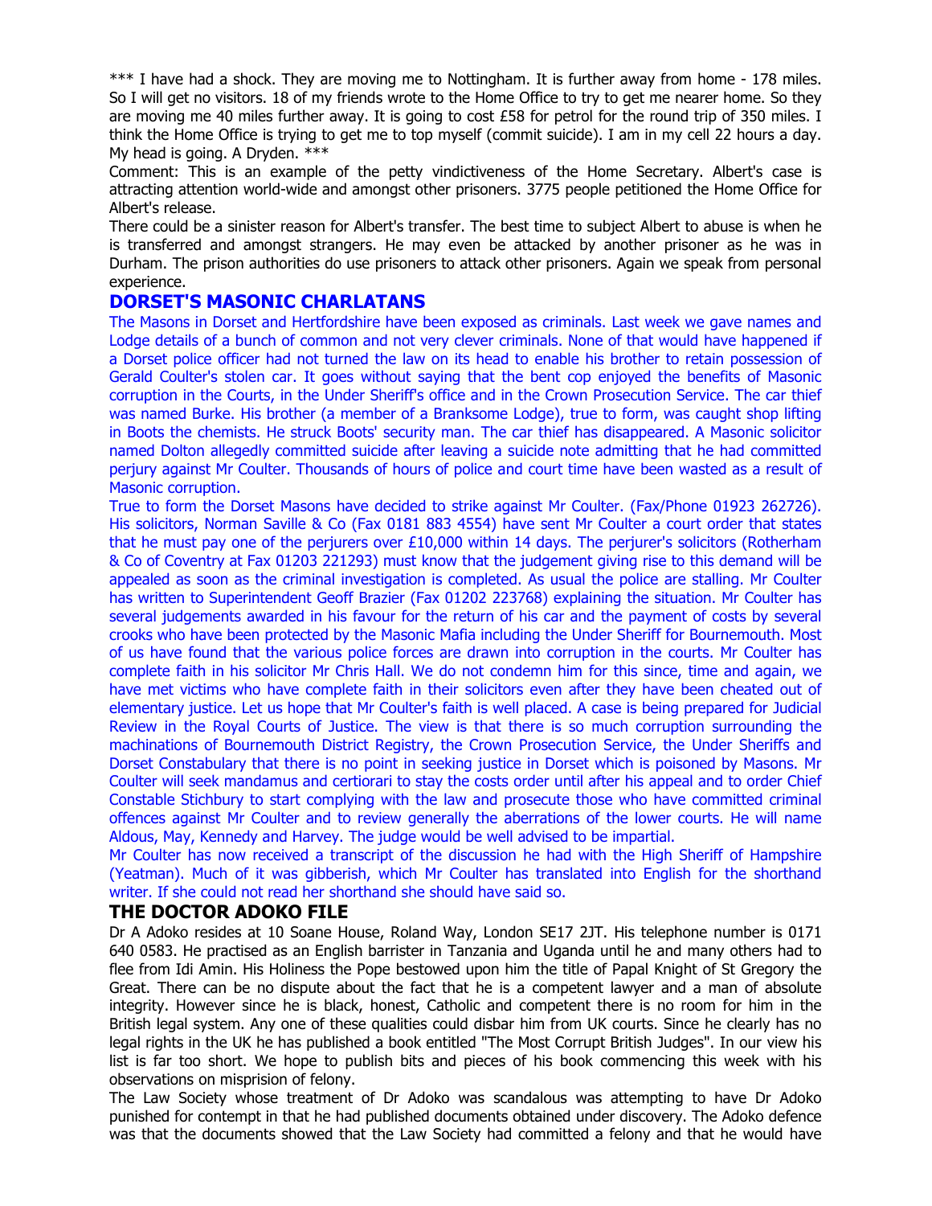*** I have had a shock. They are moving me to Nottingham. It is further away from home - 178 miles. So I will get no visitors. 18 of my friends wrote to the Home Office to try to get me nearer home. So they are moving me 40 miles further away. It is going to cost £58 for petrol for the round trip of 350 miles. I think the Home Office is trying to get me to top myself (commit suicide). I am in my cell 22 hours a day. My head is going. A Dryden. ***

Comment: This is an example of the petty vindictiveness of the Home Secretary. Albert's case is attracting attention world-wide and amongst other prisoners. 3775 people petitioned the Home Office for Albert's release.

There could be a sinister reason for Albert's transfer. The best time to subject Albert to abuse is when he is transferred and amongst strangers. He may even be attacked by another prisoner as he was in Durham. The prison authorities do use prisoners to attack other prisoners. Again we speak from personal experience.

## DORSET'S MASONIC CHARLATANS

The Masons in Dorset and Hertfordshire have been exposed as criminals. Last week we gave names and Lodge details of a bunch of common and not very clever criminals. None of that would have happened if a Dorset police officer had not turned the law on its head to enable his brother to retain possession of Gerald Coulter's stolen car. It goes without saying that the bent cop enjoyed the benefits of Masonic corruption in the Courts, in the Under Sheriff's office and in the Crown Prosecution Service. The car thief was named Burke. His brother (a member of a Branksome Lodge), true to form, was caught shop lifting in Boots the chemists. He struck Boots' security man. The car thief has disappeared. A Masonic solicitor named Dolton allegedly committed suicide after leaving a suicide note admitting that he had committed perjury against Mr Coulter. Thousands of hours of police and court time have been wasted as a result of Masonic corruption.

True to form the Dorset Masons have decided to strike against Mr Coulter. (Fax/Phone 01923 262726). His solicitors, Norman Saville & Co (Fax 0181 883 4554) have sent Mr Coulter a court order that states that he must pay one of the perjurers over £10,000 within 14 days. The perjurer's solicitors (Rotherham & Co of Coventry at Fax 01203 221293) must know that the judgement giving rise to this demand will be appealed as soon as the criminal investigation is completed. As usual the police are stalling. Mr Coulter has written to Superintendent Geoff Brazier (Fax 01202 223768) explaining the situation. Mr Coulter has several judgements awarded in his favour for the return of his car and the payment of costs by several crooks who have been protected by the Masonic Mafia including the Under Sheriff for Bournemouth. Most of us have found that the various police forces are drawn into corruption in the courts. Mr Coulter has complete faith in his solicitor Mr Chris Hall. We do not condemn him for this since, time and again, we have met victims who have complete faith in their solicitors even after they have been cheated out of elementary justice. Let us hope that Mr Coulter's faith is well placed. A case is being prepared for Judicial Review in the Royal Courts of Justice. The view is that there is so much corruption surrounding the machinations of Bournemouth District Registry, the Crown Prosecution Service, the Under Sheriffs and Dorset Constabulary that there is no point in seeking justice in Dorset which is poisoned by Masons. Mr Coulter will seek mandamus and certiorari to stay the costs order until after his appeal and to order Chief Constable Stichbury to start complying with the law and prosecute those who have committed criminal offences against Mr Coulter and to review generally the aberrations of the lower courts. He will name Aldous, May, Kennedy and Harvey. The judge would be well advised to be impartial.

Mr Coulter has now received a transcript of the discussion he had with the High Sheriff of Hampshire (Yeatman). Much of it was gibberish, which Mr Coulter has translated into English for the shorthand writer. If she could not read her shorthand she should have said so.

## THE DOCTOR ADOKO FILE

Dr A Adoko resides at 10 Soane House, Roland Way, London SE17 2JT. His telephone number is 0171 640 0583. He practised as an English barrister in Tanzania and Uganda until he and many others had to flee from Idi Amin. His Holiness the Pope bestowed upon him the title of Papal Knight of St Gregory the Great. There can be no dispute about the fact that he is a competent lawyer and a man of absolute integrity. However since he is black, honest, Catholic and competent there is no room for him in the British legal system. Any one of these qualities could disbar him from UK courts. Since he clearly has no legal rights in the UK he has published a book entitled "The Most Corrupt British Judges". In our view his list is far too short. We hope to publish bits and pieces of his book commencing this week with his observations on misprision of felony.

The Law Society whose treatment of Dr Adoko was scandalous was attempting to have Dr Adoko punished for contempt in that he had published documents obtained under discovery. The Adoko defence was that the documents showed that the Law Society had committed a felony and that he would have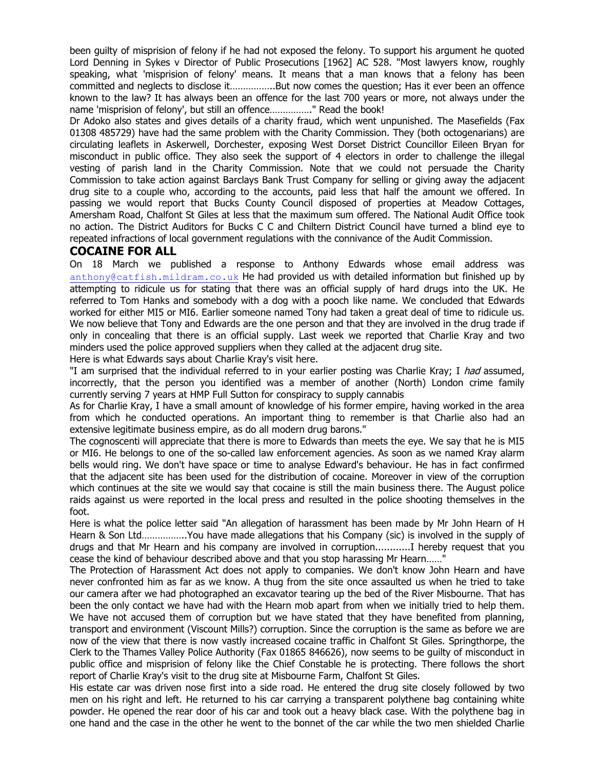been guilty of misprision of felony if he had not exposed the felony. To support his argument he quoted Lord Denning in Sykes v Director of Public Prosecutions [1962] AC 528. "Most lawyers know, roughly speaking, what 'misprision of felony' means. It means that a man knows that a felony has been committed and neglects to disclose it……………..But now comes the question; Has it ever been an offence known to the law? It has always been an offence for the last 700 years or more, not always under the name 'misprision of felony', but still an offence……………" Read the book!

Dr Adoko also states and gives details of a charity fraud, which went unpunished. The Masefields (Fax 01308 485729) have had the same problem with the Charity Commission. They (both octogenarians) are circulating leaflets in Askerwell, Dorchester, exposing West Dorset District Councillor Eileen Bryan for misconduct in public office. They also seek the support of 4 electors in order to challenge the illegal vesting of parish land in the Charity Commission. Note that we could not persuade the Charity Commission to take action against Barclays Bank Trust Company for selling or giving away the adjacent drug site to a couple who, according to the accounts, paid less that half the amount we offered. In passing we would report that Bucks County Council disposed of properties at Meadow Cottages, Amersham Road, Chalfont St Giles at less that the maximum sum offered. The National Audit Office took no action. The District Auditors for Bucks C C and Chiltern District Council have turned a blind eye to repeated infractions of local government regulations with the connivance of the Audit Commission.

## COCAINE FOR ALL

On 18 March we published a response to Anthony Edwards whose email address was anthony@catfish.mildram.co.uk He had provided us with detailed information but finished up by attempting to ridicule us for stating that there was an official supply of hard drugs into the UK. He referred to Tom Hanks and somebody with a dog with a pooch like name. We concluded that Edwards worked for either MI5 or MI6. Earlier someone named Tony had taken a great deal of time to ridicule us. We now believe that Tony and Edwards are the one person and that they are involved in the drug trade if only in concealing that there is an official supply. Last week we reported that Charlie Kray and two minders used the police approved suppliers when they called at the adjacent drug site.

Here is what Edwards says about Charlie Kray's visit here.

"I am surprised that the individual referred to in your earlier posting was Charlie Kray; I *had* assumed, incorrectly, that the person you identified was a member of another (North) London crime family currently serving 7 years at HMP Full Sutton for conspiracy to supply cannabis

As for Charlie Kray, I have a small amount of knowledge of his former empire, having worked in the area from which he conducted operations. An important thing to remember is that Charlie also had an extensive legitimate business empire, as do all modern drug barons."

The cognoscenti will appreciate that there is more to Edwards than meets the eye. We say that he is MI5 or MI6. He belongs to one of the so-called law enforcement agencies. As soon as we named Kray alarm bells would ring. We don't have space or time to analyse Edward's behaviour. He has in fact confirmed that the adjacent site has been used for the distribution of cocaine. Moreover in view of the corruption which continues at the site we would say that cocaine is still the main business there. The August police raids against us were reported in the local press and resulted in the police shooting themselves in the foot.

Here is what the police letter said "An allegation of harassment has been made by Mr John Hearn of H Hearn & Son Ltd……………..You have made allegations that his Company (sic) is involved in the supply of drugs and that Mr Hearn and his company are involved in corruption...........I hereby request that you cease the kind of behaviour described above and that you stop harassing Mr Hearn……"

The Protection of Harassment Act does not apply to companies. We don't know John Hearn and have never confronted him as far as we know. A thug from the site once assaulted us when he tried to take our camera after we had photographed an excavator tearing up the bed of the River Misbourne. That has been the only contact we have had with the Hearn mob apart from when we initially tried to help them. We have not accused them of corruption but we have stated that they have benefited from planning, transport and environment (Viscount Mills?) corruption. Since the corruption is the same as before we are now of the view that there is now vastly increased cocaine traffic in Chalfont St Giles. Springthorpe, the Clerk to the Thames Valley Police Authority (Fax 01865 846626), now seems to be guilty of misconduct in public office and misprision of felony like the Chief Constable he is protecting. There follows the short report of Charlie Kray's visit to the drug site at Misbourne Farm, Chalfont St Giles.

His estate car was driven nose first into a side road. He entered the drug site closely followed by two men on his right and left. He returned to his car carrying a transparent polythene bag containing white powder. He opened the rear door of his car and took out a heavy black case. With the polythene bag in one hand and the case in the other he went to the bonnet of the car while the two men shielded Charlie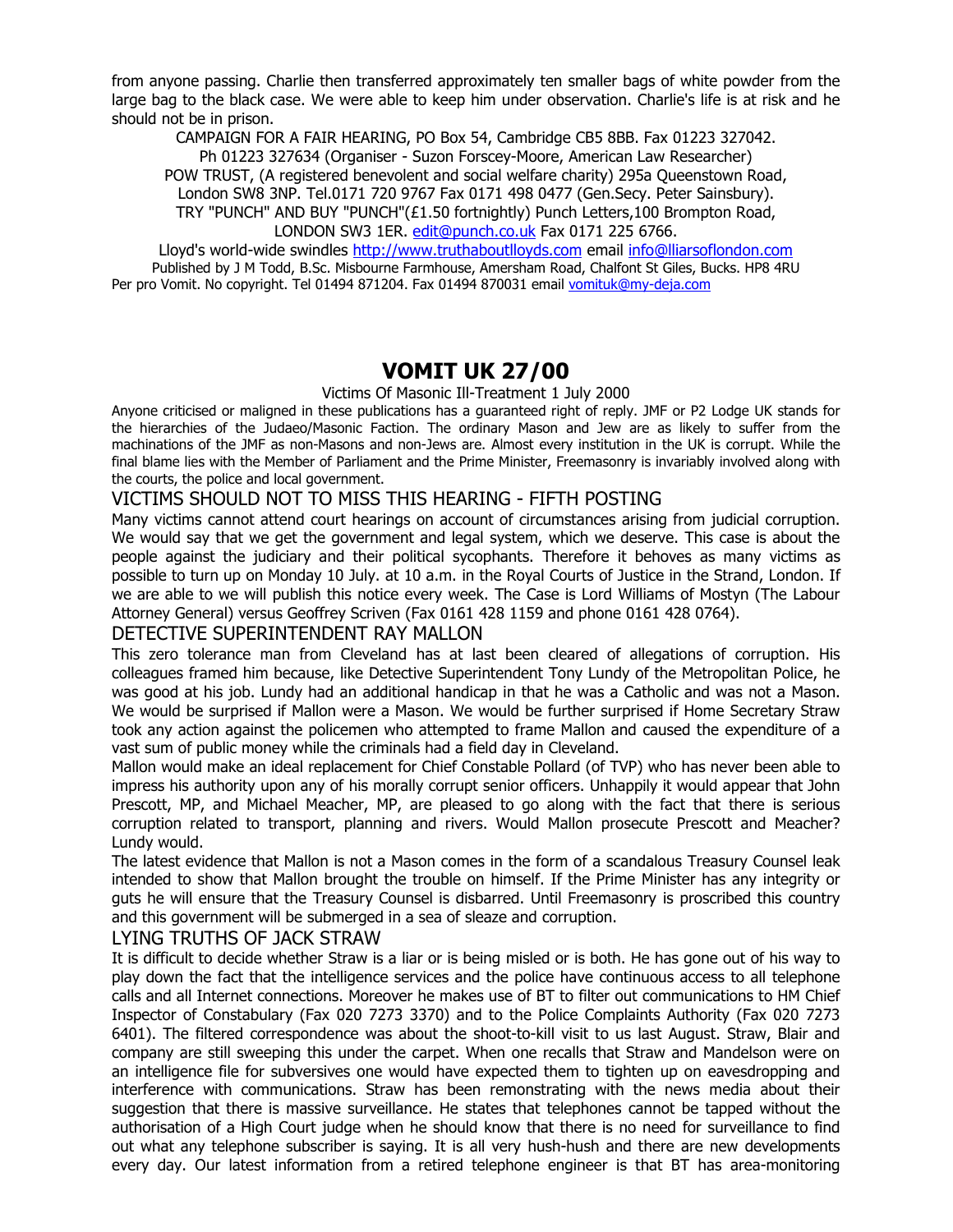from anyone passing. Charlie then transferred approximately ten smaller bags of white powder from the large bag to the black case. We were able to keep him under observation. Charlie's life is at risk and he should not be in prison.

CAMPAIGN FOR A FAIR HEARING, PO Box 54, Cambridge CB5 8BB. Fax 01223 327042.
Ph 01223 327634 (Organiser - Suzon Forscey-Moore, American Law Researcher)
POW TRUST, (A registered benevolent and social welfare charity) 295a Queenstown Road, London SW8 3NP. Tel.0171 720 9767 Fax 0171 498 0477 (Gen.Secy. Peter Sainsbury).
TRY "PUNCH" AND BUY "PUNCH"(£1.50 fortnightly) Punch Letters,100 Brompton Road, LONDON SW3 1ER. edit@punch.co.uk Fax 0171 225 6766.
Lloyd's world-wide swindles http://www.truthaboutlloyds.com email info@lliarsoflondon.com
Published by J M Todd, B.Sc. Misbourne Farmhouse, Amersham Road, Chalfont St Giles, Bucks. HP8 4RU Per pro Vomit. No copyright. Tel 01494 871204. Fax 01494 870031 email vomituk@my-deja.com

# VOMIT UK 27/00

Victims Of Masonic Ill-Treatment 1 July 2000

Anyone criticised or maligned in these publications has a guaranteed right of reply. JMF or P2 Lodge UK stands for the hierarchies of the Judaeo/Masonic Faction. The ordinary Mason and Jew are as likely to suffer from the machinations of the JMF as non-Masons and non-Jews are. Almost every institution in the UK is corrupt. While the final blame lies with the Member of Parliament and the Prime Minister, Freemasonry is invariably involved along with the courts, the police and local government.

## VICTIMS SHOULD NOT TO MISS THIS HEARING - FIFTH POSTING

Many victims cannot attend court hearings on account of circumstances arising from judicial corruption. We would say that we get the government and legal system, which we deserve. This case is about the people against the judiciary and their political sycophants. Therefore it behoves as many victims as possible to turn up on Monday 10 July. at 10 a.m. in the Royal Courts of Justice in the Strand, London. If we are able to we will publish this notice every week. The Case is Lord Williams of Mostyn (The Labour Attorney General) versus Geoffrey Scriven (Fax 0161 428 1159 and phone 0161 428 0764).

## DETECTIVE SUPERINTENDENT RAY MALLON

This zero tolerance man from Cleveland has at last been cleared of allegations of corruption. His colleagues framed him because, like Detective Superintendent Tony Lundy of the Metropolitan Police, he was good at his job. Lundy had an additional handicap in that he was a Catholic and was not a Mason. We would be surprised if Mallon were a Mason. We would be further surprised if Home Secretary Straw took any action against the policemen who attempted to frame Mallon and caused the expenditure of a vast sum of public money while the criminals had a field day in Cleveland.

Mallon would make an ideal replacement for Chief Constable Pollard (of TVP) who has never been able to impress his authority upon any of his morally corrupt senior officers. Unhappily it would appear that John Prescott, MP, and Michael Meacher, MP, are pleased to go along with the fact that there is serious corruption related to transport, planning and rivers. Would Mallon prosecute Prescott and Meacher? Lundy would.

The latest evidence that Mallon is not a Mason comes in the form of a scandalous Treasury Counsel leak intended to show that Mallon brought the trouble on himself. If the Prime Minister has any integrity or guts he will ensure that the Treasury Counsel is disbarred. Until Freemasonry is proscribed this country and this government will be submerged in a sea of sleaze and corruption.

## LYING TRUTHS OF JACK STRAW

It is difficult to decide whether Straw is a liar or is being misled or is both. He has gone out of his way to play down the fact that the intelligence services and the police have continuous access to all telephone calls and all Internet connections. Moreover he makes use of BT to filter out communications to HM Chief Inspector of Constabulary (Fax 020 7273 3370) and to the Police Complaints Authority (Fax 020 7273 6401). The filtered correspondence was about the shoot-to-kill visit to us last August. Straw, Blair and company are still sweeping this under the carpet. When one recalls that Straw and Mandelson were on an intelligence file for subversives one would have expected them to tighten up on eavesdropping and interference with communications. Straw has been remonstrating with the news media about their suggestion that there is massive surveillance. He states that telephones cannot be tapped without the authorisation of a High Court judge when he should know that there is no need for surveillance to find out what any telephone subscriber is saying. It is all very hush-hush and there are new developments every day. Our latest information from a retired telephone engineer is that BT has area-monitoring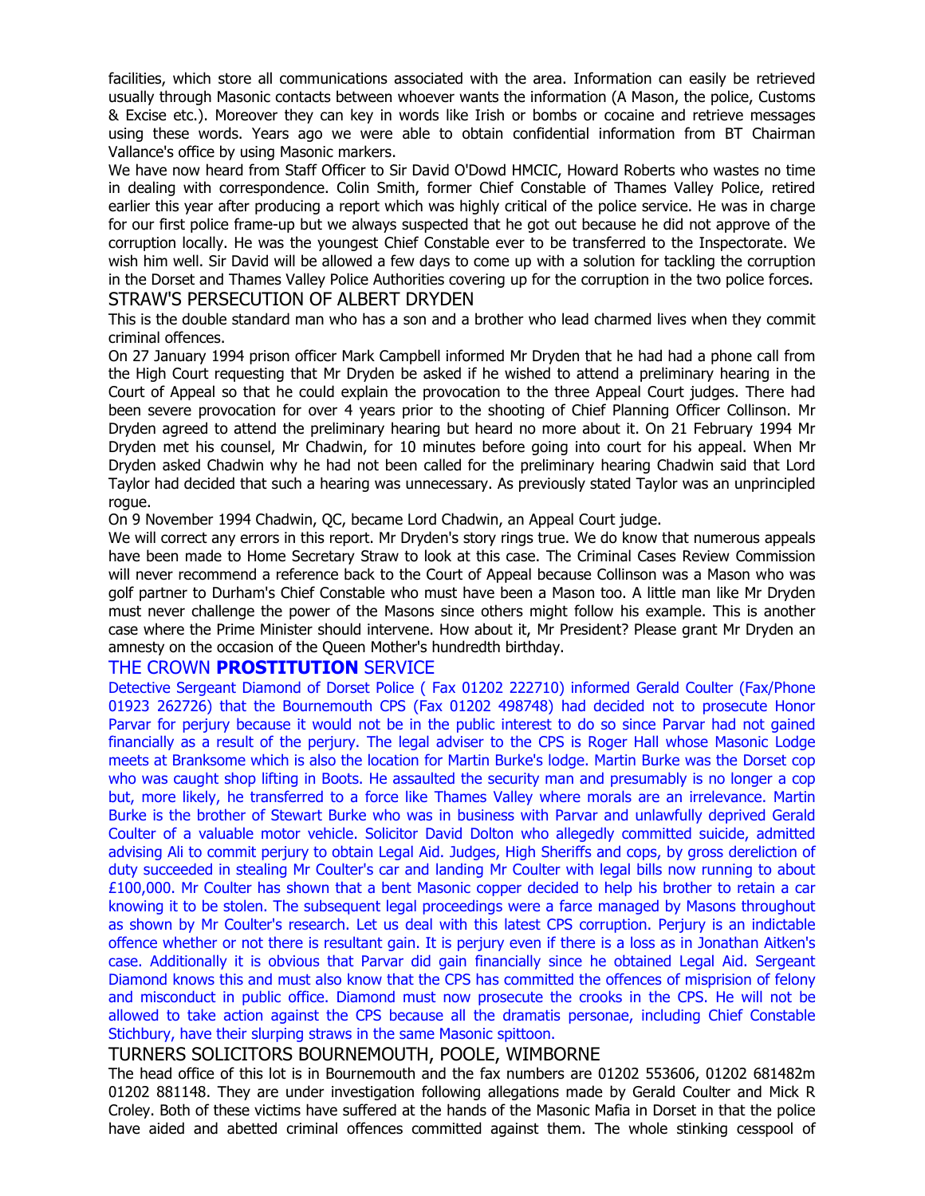facilities, which store all communications associated with the area. Information can easily be retrieved usually through Masonic contacts between whoever wants the information (A Mason, the police, Customs & Excise etc.). Moreover they can key in words like Irish or bombs or cocaine and retrieve messages using these words. Years ago we were able to obtain confidential information from BT Chairman Vallance's office by using Masonic markers.

We have now heard from Staff Officer to Sir David O'Dowd HMCIC, Howard Roberts who wastes no time in dealing with correspondence. Colin Smith, former Chief Constable of Thames Valley Police, retired earlier this year after producing a report which was highly critical of the police service. He was in charge for our first police frame-up but we always suspected that he got out because he did not approve of the corruption locally. He was the youngest Chief Constable ever to be transferred to the Inspectorate. We wish him well. Sir David will be allowed a few days to come up with a solution for tackling the corruption in the Dorset and Thames Valley Police Authorities covering up for the corruption in the two police forces.

## STRAW'S PERSECUTION OF ALBERT DRYDEN

This is the double standard man who has a son and a brother who lead charmed lives when they commit criminal offences.

On 27 January 1994 prison officer Mark Campbell informed Mr Dryden that he had had a phone call from the High Court requesting that Mr Dryden be asked if he wished to attend a preliminary hearing in the Court of Appeal so that he could explain the provocation to the three Appeal Court judges. There had been severe provocation for over 4 years prior to the shooting of Chief Planning Officer Collinson. Mr Dryden agreed to attend the preliminary hearing but heard no more about it. On 21 February 1994 Mr Dryden met his counsel, Mr Chadwin, for 10 minutes before going into court for his appeal. When Mr Dryden asked Chadwin why he had not been called for the preliminary hearing Chadwin said that Lord Taylor had decided that such a hearing was unnecessary. As previously stated Taylor was an unprincipled rogue.

On 9 November 1994 Chadwin, QC, became Lord Chadwin, an Appeal Court judge.

We will correct any errors in this report. Mr Dryden's story rings true. We do know that numerous appeals have been made to Home Secretary Straw to look at this case. The Criminal Cases Review Commission will never recommend a reference back to the Court of Appeal because Collinson was a Mason who was golf partner to Durham's Chief Constable who must have been a Mason too. A little man like Mr Dryden must never challenge the power of the Masons since others might follow his example. This is another case where the Prime Minister should intervene. How about it, Mr President? Please grant Mr Dryden an amnesty on the occasion of the Queen Mother's hundredth birthday.

## THE CROWN **PROSTITUTION** SERVICE

Detective Sergeant Diamond of Dorset Police ( Fax 01202 222710) informed Gerald Coulter (Fax/Phone 01923 262726) that the Bournemouth CPS (Fax 01202 498748) had decided not to prosecute Honor Parvar for perjury because it would not be in the public interest to do so since Parvar had not gained financially as a result of the perjury. The legal adviser to the CPS is Roger Hall whose Masonic Lodge meets at Branksome which is also the location for Martin Burke's lodge. Martin Burke was the Dorset cop who was caught shop lifting in Boots. He assaulted the security man and presumably is no longer a cop but, more likely, he transferred to a force like Thames Valley where morals are an irrelevance. Martin Burke is the brother of Stewart Burke who was in business with Parvar and unlawfully deprived Gerald Coulter of a valuable motor vehicle. Solicitor David Dolton who allegedly committed suicide, admitted advising Ali to commit perjury to obtain Legal Aid. Judges, High Sheriffs and cops, by gross dereliction of duty succeeded in stealing Mr Coulter's car and landing Mr Coulter with legal bills now running to about £100,000. Mr Coulter has shown that a bent Masonic copper decided to help his brother to retain a car knowing it to be stolen. The subsequent legal proceedings were a farce managed by Masons throughout as shown by Mr Coulter's research. Let us deal with this latest CPS corruption. Perjury is an indictable offence whether or not there is resultant gain. It is perjury even if there is a loss as in Jonathan Aitken's case. Additionally it is obvious that Parvar did gain financially since he obtained Legal Aid. Sergeant Diamond knows this and must also know that the CPS has committed the offences of misprision of felony and misconduct in public office. Diamond must now prosecute the crooks in the CPS. He will not be allowed to take action against the CPS because all the dramatis personae, including Chief Constable Stichbury, have their slurping straws in the same Masonic spittoon.

## TURNERS SOLICITORS BOURNEMOUTH, POOLE, WIMBORNE

The head office of this lot is in Bournemouth and the fax numbers are 01202 553606, 01202 681482m 01202 881148. They are under investigation following allegations made by Gerald Coulter and Mick R Croley. Both of these victims have suffered at the hands of the Masonic Mafia in Dorset in that the police have aided and abetted criminal offences committed against them. The whole stinking cesspool of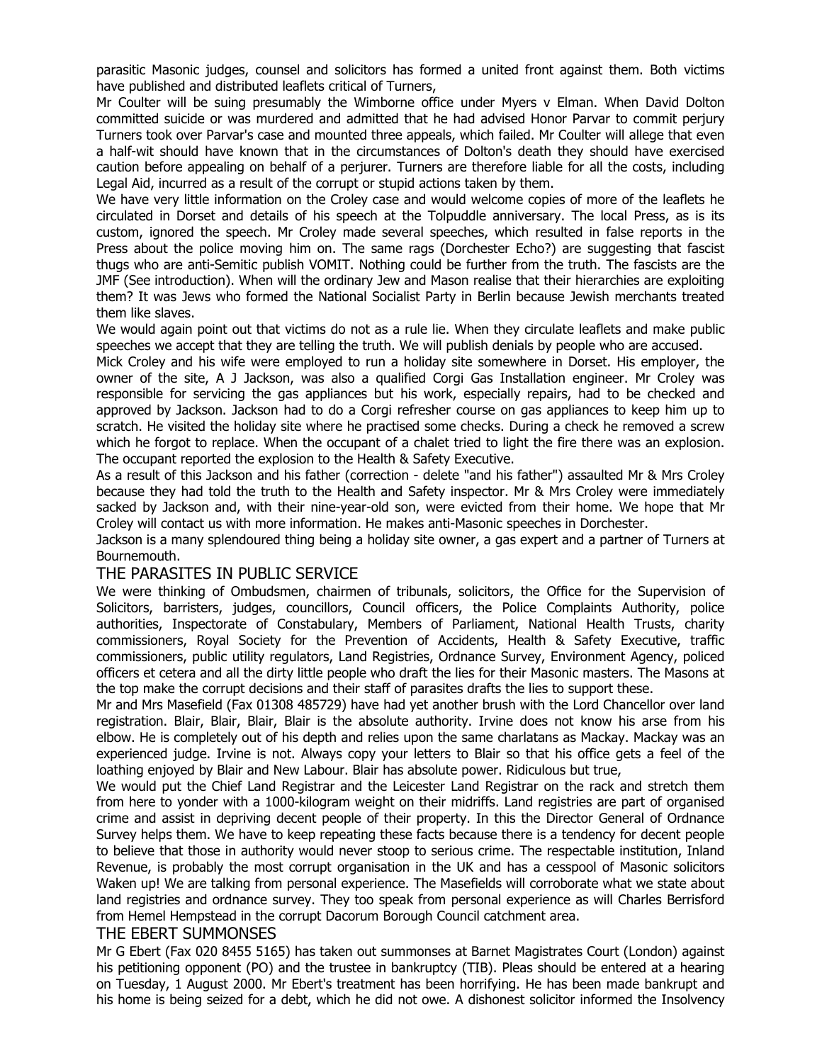parasitic Masonic judges, counsel and solicitors has formed a united front against them. Both victims have published and distributed leaflets critical of Turners,

Mr Coulter will be suing presumably the Wimborne office under Myers v Elman. When David Dolton committed suicide or was murdered and admitted that he had advised Honor Parvar to commit perjury Turners took over Parvar's case and mounted three appeals, which failed. Mr Coulter will allege that even a half-wit should have known that in the circumstances of Dolton's death they should have exercised caution before appealing on behalf of a perjurer. Turners are therefore liable for all the costs, including Legal Aid, incurred as a result of the corrupt or stupid actions taken by them.

We have very little information on the Croley case and would welcome copies of more of the leaflets he circulated in Dorset and details of his speech at the Tolpuddle anniversary. The local Press, as is its custom, ignored the speech. Mr Croley made several speeches, which resulted in false reports in the Press about the police moving him on. The same rags (Dorchester Echo?) are suggesting that fascist thugs who are anti-Semitic publish VOMIT. Nothing could be further from the truth. The fascists are the JMF (See introduction). When will the ordinary Jew and Mason realise that their hierarchies are exploiting them? It was Jews who formed the National Socialist Party in Berlin because Jewish merchants treated them like slaves.

We would again point out that victims do not as a rule lie. When they circulate leaflets and make public speeches we accept that they are telling the truth. We will publish denials by people who are accused.

Mick Croley and his wife were employed to run a holiday site somewhere in Dorset. His employer, the owner of the site, A J Jackson, was also a qualified Corgi Gas Installation engineer. Mr Croley was responsible for servicing the gas appliances but his work, especially repairs, had to be checked and approved by Jackson. Jackson had to do a Corgi refresher course on gas appliances to keep him up to scratch. He visited the holiday site where he practised some checks. During a check he removed a screw which he forgot to replace. When the occupant of a chalet tried to light the fire there was an explosion. The occupant reported the explosion to the Health & Safety Executive.

As a result of this Jackson and his father (correction - delete "and his father") assaulted Mr & Mrs Croley because they had told the truth to the Health and Safety inspector. Mr & Mrs Croley were immediately sacked by Jackson and, with their nine-year-old son, were evicted from their home. We hope that Mr Croley will contact us with more information. He makes anti-Masonic speeches in Dorchester.

Jackson is a many splendoured thing being a holiday site owner, a gas expert and a partner of Turners at Bournemouth.

## THE PARASITES IN PUBLIC SERVICE

We were thinking of Ombudsmen, chairmen of tribunals, solicitors, the Office for the Supervision of Solicitors, barristers, judges, councillors, Council officers, the Police Complaints Authority, police authorities, Inspectorate of Constabulary, Members of Parliament, National Health Trusts, charity commissioners, Royal Society for the Prevention of Accidents, Health & Safety Executive, traffic commissioners, public utility regulators, Land Registries, Ordnance Survey, Environment Agency, policed officers et cetera and all the dirty little people who draft the lies for their Masonic masters. The Masons at the top make the corrupt decisions and their staff of parasites drafts the lies to support these.

Mr and Mrs Masefield (Fax 01308 485729) have had yet another brush with the Lord Chancellor over land registration. Blair, Blair, Blair, Blair is the absolute authority. Irvine does not know his arse from his elbow. He is completely out of his depth and relies upon the same charlatans as Mackay. Mackay was an experienced judge. Irvine is not. Always copy your letters to Blair so that his office gets a feel of the loathing enjoyed by Blair and New Labour. Blair has absolute power. Ridiculous but true,

We would put the Chief Land Registrar and the Leicester Land Registrar on the rack and stretch them from here to yonder with a 1000-kilogram weight on their midriffs. Land registries are part of organised crime and assist in depriving decent people of their property. In this the Director General of Ordnance Survey helps them. We have to keep repeating these facts because there is a tendency for decent people to believe that those in authority would never stoop to serious crime. The respectable institution, Inland Revenue, is probably the most corrupt organisation in the UK and has a cesspool of Masonic solicitors Waken up! We are talking from personal experience. The Masefields will corroborate what we state about land registries and ordnance survey. They too speak from personal experience as will Charles Berrisford from Hemel Hempstead in the corrupt Dacorum Borough Council catchment area.

## THE EBERT SUMMONSES

Mr G Ebert (Fax 020 8455 5165) has taken out summonses at Barnet Magistrates Court (London) against his petitioning opponent (PO) and the trustee in bankruptcy (TIB). Pleas should be entered at a hearing on Tuesday, 1 August 2000. Mr Ebert's treatment has been horrifying. He has been made bankrupt and his home is being seized for a debt, which he did not owe. A dishonest solicitor informed the Insolvency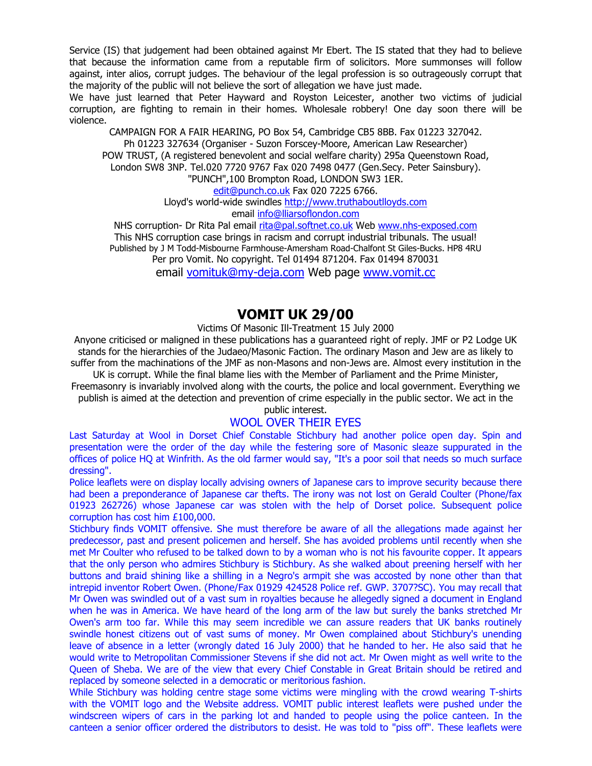Service (IS) that judgement had been obtained against Mr Ebert. The IS stated that they had to believe that because the information came from a reputable firm of solicitors. More summonses will follow against, inter alios, corrupt judges. The behaviour of the legal profession is so outrageously corrupt that the majority of the public will not believe the sort of allegation we have just made.

We have just learned that Peter Hayward and Royston Leicester, another two victims of judicial corruption, are fighting to remain in their homes. Wholesale robbery! One day soon there will be violence.

CAMPAIGN FOR A FAIR HEARING, PO Box 54, Cambridge CB5 8BB. Fax 01223 327042.
Ph 01223 327634 (Organiser - Suzon Forscey-Moore, American Law Researcher)
POW TRUST, (A registered benevolent and social welfare charity) 295a Queenstown Road, London SW8 3NP. Tel.020 7720 9767 Fax 020 7498 0477 (Gen.Secy. Peter Sainsbury).
"PUNCH",100 Brompton Road, LONDON SW3 1ER.
edit@punch.co.uk Fax 020 7225 6766.
Lloyd's world-wide swindles http://www.truthaboutlloyds.com
email info@lliarsoflondon.com
NHS corruption- Dr Rita Pal email rita@pal.softnet.co.uk Web www.nhs-exposed.com
This NHS corruption case brings in racism and corrupt industrial tribunals. The usual!
Published by J M Todd-Misbourne Farmhouse-Amersham Road-Chalfont St Giles-Bucks. HP8 4RU
Per pro Vomit. No copyright. Tel 01494 871204. Fax 01494 870031
email vomituk@my-deja.com Web page www.vomit.cc

# VOMIT UK 29/00

Victims Of Masonic Ill-Treatment 15 July 2000

Anyone criticised or maligned in these publications has a guaranteed right of reply. JMF or P2 Lodge UK stands for the hierarchies of the Judaeo/Masonic Faction. The ordinary Mason and Jew are as likely to suffer from the machinations of the JMF as non-Masons and non-Jews are. Almost every institution in the UK is corrupt. While the final blame lies with the Member of Parliament and the Prime Minister, Freemasonry is invariably involved along with the courts, the police and local government. Everything we publish is aimed at the detection and prevention of crime especially in the public sector. We act in the public interest.

## WOOL OVER THEIR EYES

Last Saturday at Wool in Dorset Chief Constable Stichbury had another police open day. Spin and presentation were the order of the day while the festering sore of Masonic sleaze suppurated in the offices of police HQ at Winfrith. As the old farmer would say, "It's a poor soil that needs so much surface dressing".

Police leaflets were on display locally advising owners of Japanese cars to improve security because there had been a preponderance of Japanese car thefts. The irony was not lost on Gerald Coulter (Phone/fax 01923 262726) whose Japanese car was stolen with the help of Dorset police. Subsequent police corruption has cost him £100,000.

Stichbury finds VOMIT offensive. She must therefore be aware of all the allegations made against her predecessor, past and present policemen and herself. She has avoided problems until recently when she met Mr Coulter who refused to be talked down to by a woman who is not his favourite copper. It appears that the only person who admires Stichbury is Stichbury. As she walked about preening herself with her buttons and braid shining like a shilling in a Negro's armpit she was accosted by none other than that intrepid inventor Robert Owen. (Phone/Fax 01929 424528 Police ref. GWP. 3707?SC). You may recall that Mr Owen was swindled out of a vast sum in royalties because he allegedly signed a document in England when he was in America. We have heard of the long arm of the law but surely the banks stretched Mr Owen's arm too far. While this may seem incredible we can assure readers that UK banks routinely swindle honest citizens out of vast sums of money. Mr Owen complained about Stichbury's unending leave of absence in a letter (wrongly dated 16 July 2000) that he handed to her. He also said that he would write to Metropolitan Commissioner Stevens if she did not act. Mr Owen might as well write to the Queen of Sheba. We are of the view that every Chief Constable in Great Britain should be retired and replaced by someone selected in a democratic or meritorious fashion.

While Stichbury was holding centre stage some victims were mingling with the crowd wearing T-shirts with the VOMIT logo and the Website address. VOMIT public interest leaflets were pushed under the windscreen wipers of cars in the parking lot and handed to people using the police canteen. In the canteen a senior officer ordered the distributors to desist. He was told to "piss off". These leaflets were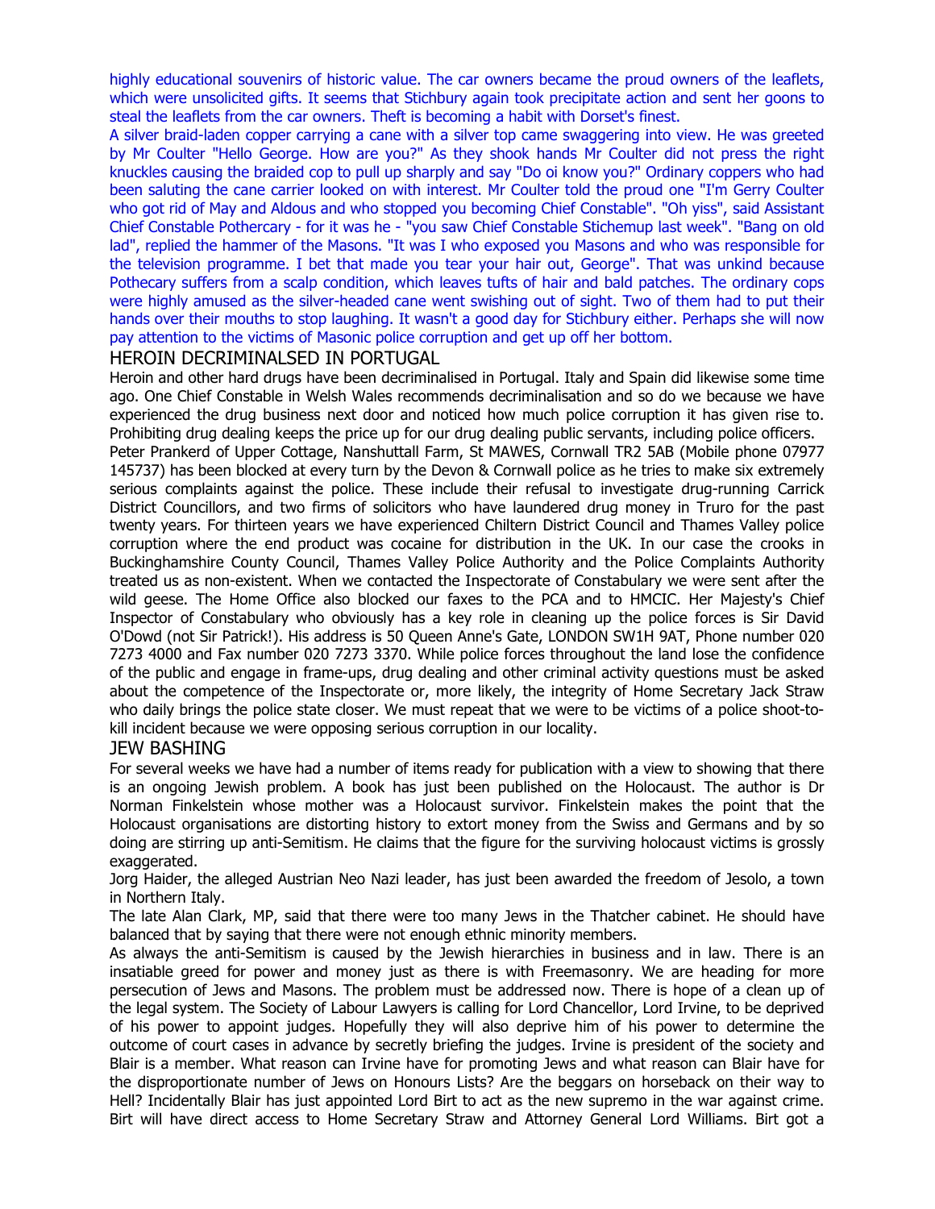highly educational souvenirs of historic value. The car owners became the proud owners of the leaflets, which were unsolicited gifts. It seems that Stichbury again took precipitate action and sent her goons to steal the leaflets from the car owners. Theft is becoming a habit with Dorset's finest.

A silver braid-laden copper carrying a cane with a silver top came swaggering into view. He was greeted by Mr Coulter "Hello George. How are you?" As they shook hands Mr Coulter did not press the right knuckles causing the braided cop to pull up sharply and say "Do oi know you?" Ordinary coppers who had been saluting the cane carrier looked on with interest. Mr Coulter told the proud one "I'm Gerry Coulter who got rid of May and Aldous and who stopped you becoming Chief Constable". "Oh yiss", said Assistant Chief Constable Pothercary - for it was he - "you saw Chief Constable Stichemup last week". "Bang on old lad", replied the hammer of the Masons. "It was I who exposed you Masons and who was responsible for the television programme. I bet that made you tear your hair out, George". That was unkind because Pothecary suffers from a scalp condition, which leaves tufts of hair and bald patches. The ordinary cops were highly amused as the silver-headed cane went swishing out of sight. Two of them had to put their hands over their mouths to stop laughing. It wasn't a good day for Stichbury either. Perhaps she will now pay attention to the victims of Masonic police corruption and get up off her bottom.

## HEROIN DECRIMINALSED IN PORTUGAL

Heroin and other hard drugs have been decriminalised in Portugal. Italy and Spain did likewise some time ago. One Chief Constable in Welsh Wales recommends decriminalisation and so do we because we have experienced the drug business next door and noticed how much police corruption it has given rise to. Prohibiting drug dealing keeps the price up for our drug dealing public servants, including police officers.

Peter Prankerd of Upper Cottage, Nanshuttall Farm, St MAWES, Cornwall TR2 5AB (Mobile phone 07977 145737) has been blocked at every turn by the Devon & Cornwall police as he tries to make six extremely serious complaints against the police. These include their refusal to investigate drug-running Carrick District Councillors, and two firms of solicitors who have laundered drug money in Truro for the past twenty years. For thirteen years we have experienced Chiltern District Council and Thames Valley police corruption where the end product was cocaine for distribution in the UK. In our case the crooks in Buckinghamshire County Council, Thames Valley Police Authority and the Police Complaints Authority treated us as non-existent. When we contacted the Inspectorate of Constabulary we were sent after the wild geese. The Home Office also blocked our faxes to the PCA and to HMCIC. Her Majesty's Chief Inspector of Constabulary who obviously has a key role in cleaning up the police forces is Sir David O'Dowd (not Sir Patrick!). His address is 50 Queen Anne's Gate, LONDON SW1H 9AT, Phone number 020 7273 4000 and Fax number 020 7273 3370. While police forces throughout the land lose the confidence of the public and engage in frame-ups, drug dealing and other criminal activity questions must be asked about the competence of the Inspectorate or, more likely, the integrity of Home Secretary Jack Straw who daily brings the police state closer. We must repeat that we were to be victims of a police shoot-to-kill incident because we were opposing serious corruption in our locality.

## JEW BASHING

For several weeks we have had a number of items ready for publication with a view to showing that there is an ongoing Jewish problem. A book has just been published on the Holocaust. The author is Dr Norman Finkelstein whose mother was a Holocaust survivor. Finkelstein makes the point that the Holocaust organisations are distorting history to extort money from the Swiss and Germans and by so doing are stirring up anti-Semitism. He claims that the figure for the surviving holocaust victims is grossly exaggerated.

Jorg Haider, the alleged Austrian Neo Nazi leader, has just been awarded the freedom of Jesolo, a town in Northern Italy.

The late Alan Clark, MP, said that there were too many Jews in the Thatcher cabinet. He should have balanced that by saying that there were not enough ethnic minority members.

As always the anti-Semitism is caused by the Jewish hierarchies in business and in law. There is an insatiable greed for power and money just as there is with Freemasonry. We are heading for more persecution of Jews and Masons. The problem must be addressed now. There is hope of a clean up of the legal system. The Society of Labour Lawyers is calling for Lord Chancellor, Lord Irvine, to be deprived of his power to appoint judges. Hopefully they will also deprive him of his power to determine the outcome of court cases in advance by secretly briefing the judges. Irvine is president of the society and Blair is a member. What reason can Irvine have for promoting Jews and what reason can Blair have for the disproportionate number of Jews on Honours Lists? Are the beggars on horseback on their way to Hell? Incidentally Blair has just appointed Lord Birt to act as the new supremo in the war against crime. Birt will have direct access to Home Secretary Straw and Attorney General Lord Williams. Birt got a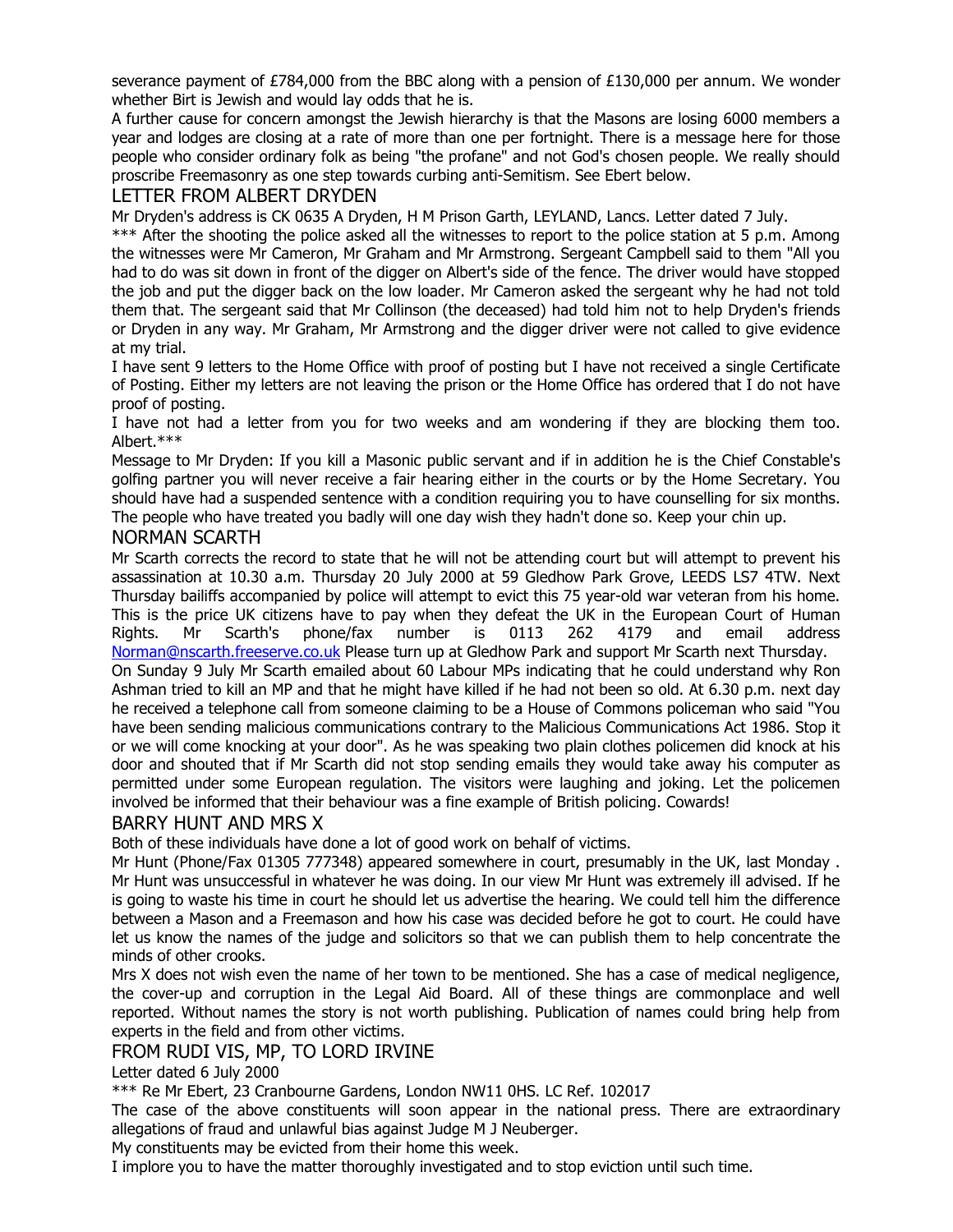severance payment of £784,000 from the BBC along with a pension of £130,000 per annum. We wonder whether Birt is Jewish and would lay odds that he is.

A further cause for concern amongst the Jewish hierarchy is that the Masons are losing 6000 members a year and lodges are closing at a rate of more than one per fortnight. There is a message here for those people who consider ordinary folk as being "the profane" and not God's chosen people. We really should proscribe Freemasonry as one step towards curbing anti-Semitism. See Ebert below.

## LETTER FROM ALBERT DRYDEN

Mr Dryden's address is CK 0635 A Dryden, H M Prison Garth, LEYLAND, Lancs. Letter dated 7 July.

*** After the shooting the police asked all the witnesses to report to the police station at 5 p.m. Among the witnesses were Mr Cameron, Mr Graham and Mr Armstrong. Sergeant Campbell said to them "All you had to do was sit down in front of the digger on Albert's side of the fence. The driver would have stopped the job and put the digger back on the low loader. Mr Cameron asked the sergeant why he had not told them that. The sergeant said that Mr Collinson (the deceased) had told him not to help Dryden's friends or Dryden in any way. Mr Graham, Mr Armstrong and the digger driver were not called to give evidence at my trial.

I have sent 9 letters to the Home Office with proof of posting but I have not received a single Certificate of Posting. Either my letters are not leaving the prison or the Home Office has ordered that I do not have proof of posting.

I have not had a letter from you for two weeks and am wondering if they are blocking them too. Albert.***

Message to Mr Dryden: If you kill a Masonic public servant and if in addition he is the Chief Constable's golfing partner you will never receive a fair hearing either in the courts or by the Home Secretary. You should have had a suspended sentence with a condition requiring you to have counselling for six months. The people who have treated you badly will one day wish they hadn't done so. Keep your chin up.

## NORMAN SCARTH

Mr Scarth corrects the record to state that he will not be attending court but will attempt to prevent his assassination at 10.30 a.m. Thursday 20 July 2000 at 59 Gledhow Park Grove, LEEDS LS7 4TW. Next Thursday bailiffs accompanied by police will attempt to evict this 75 year-old war veteran from his home. This is the price UK citizens have to pay when they defeat the UK in the European Court of Human Rights. Mr Scarth's phone/fax number is 0113 262 4179 and email address Norman@nscarth.freeserve.co.uk Please turn up at Gledhow Park and support Mr Scarth next Thursday.

On Sunday 9 July Mr Scarth emailed about 60 Labour MPs indicating that he could understand why Ron Ashman tried to kill an MP and that he might have killed if he had not been so old. At 6.30 p.m. next day he received a telephone call from someone claiming to be a House of Commons policeman who said "You have been sending malicious communications contrary to the Malicious Communications Act 1986. Stop it or we will come knocking at your door". As he was speaking two plain clothes policemen did knock at his door and shouted that if Mr Scarth did not stop sending emails they would take away his computer as permitted under some European regulation. The visitors were laughing and joking. Let the policemen involved be informed that their behaviour was a fine example of British policing. Cowards!

## BARRY HUNT AND MRS X

Both of these individuals have done a lot of good work on behalf of victims.

Mr Hunt (Phone/Fax 01305 777348) appeared somewhere in court, presumably in the UK, last Monday . Mr Hunt was unsuccessful in whatever he was doing. In our view Mr Hunt was extremely ill advised. If he is going to waste his time in court he should let us advertise the hearing. We could tell him the difference between a Mason and a Freemason and how his case was decided before he got to court. He could have let us know the names of the judge and solicitors so that we can publish them to help concentrate the minds of other crooks.

Mrs X does not wish even the name of her town to be mentioned. She has a case of medical negligence, the cover-up and corruption in the Legal Aid Board. All of these things are commonplace and well reported. Without names the story is not worth publishing. Publication of names could bring help from experts in the field and from other victims.

## FROM RUDI VIS, MP, TO LORD IRVINE

Letter dated 6 July 2000

*** Re Mr Ebert, 23 Cranbourne Gardens, London NW11 0HS. LC Ref. 102017

The case of the above constituents will soon appear in the national press. There are extraordinary allegations of fraud and unlawful bias against Judge M J Neuberger.

My constituents may be evicted from their home this week.

I implore you to have the matter thoroughly investigated and to stop eviction until such time.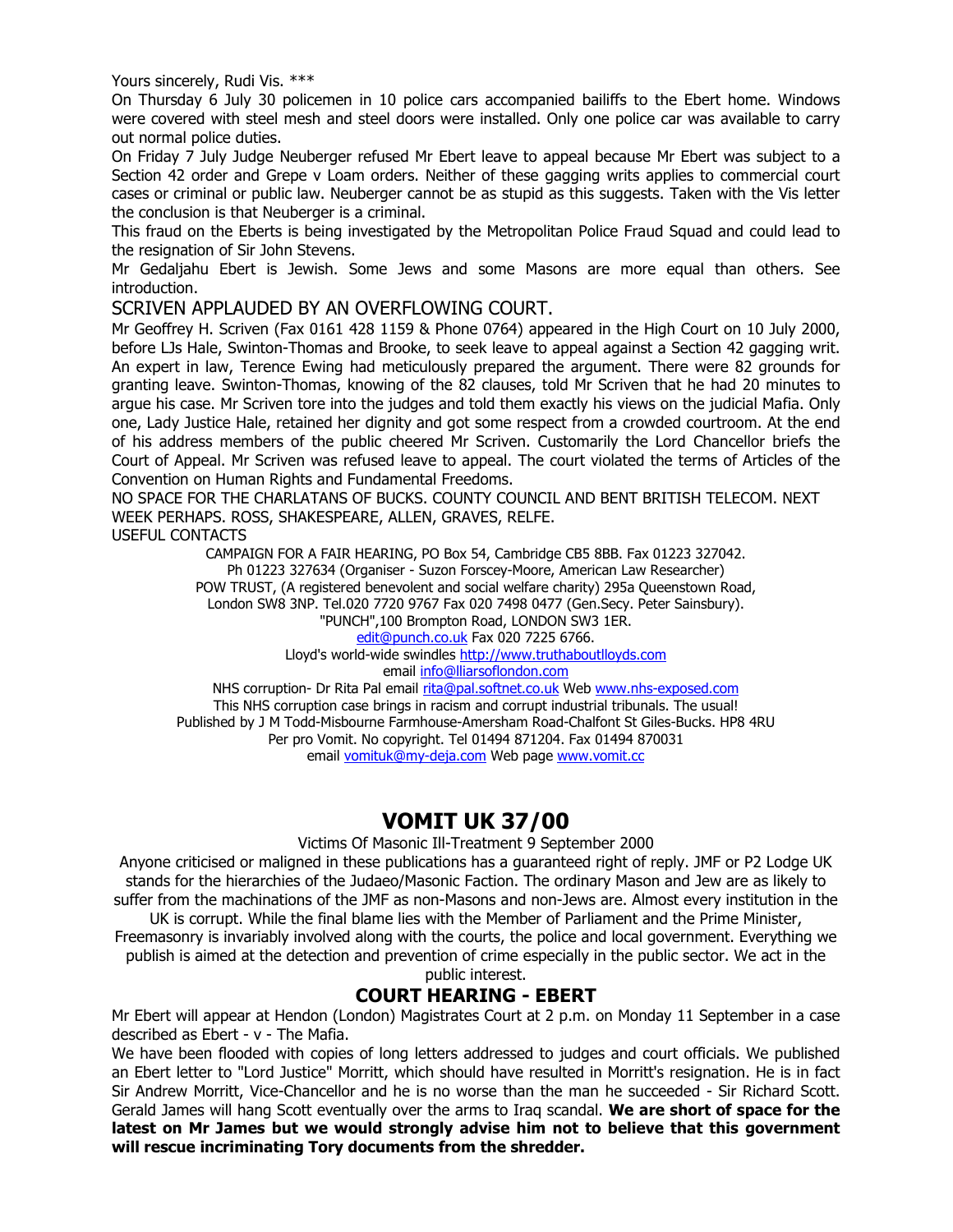Yours sincerely, Rudi Vis. ***

On Thursday 6 July 30 policemen in 10 police cars accompanied bailiffs to the Ebert home. Windows were covered with steel mesh and steel doors were installed. Only one police car was available to carry out normal police duties.

On Friday 7 July Judge Neuberger refused Mr Ebert leave to appeal because Mr Ebert was subject to a Section 42 order and Grepe v Loam orders. Neither of these gagging writs applies to commercial court cases or criminal or public law. Neuberger cannot be as stupid as this suggests. Taken with the Vis letter the conclusion is that Neuberger is a criminal.

This fraud on the Eberts is being investigated by the Metropolitan Police Fraud Squad and could lead to the resignation of Sir John Stevens.

Mr Gedaljahu Ebert is Jewish. Some Jews and some Masons are more equal than others. See introduction.

## SCRIVEN APPLAUDED BY AN OVERFLOWING COURT.

Mr Geoffrey H. Scriven (Fax 0161 428 1159 & Phone 0764) appeared in the High Court on 10 July 2000, before LJs Hale, Swinton-Thomas and Brooke, to seek leave to appeal against a Section 42 gagging writ. An expert in law, Terence Ewing had meticulously prepared the argument. There were 82 grounds for granting leave. Swinton-Thomas, knowing of the 82 clauses, told Mr Scriven that he had 20 minutes to argue his case. Mr Scriven tore into the judges and told them exactly his views on the judicial Mafia. Only one, Lady Justice Hale, retained her dignity and got some respect from a crowded courtroom. At the end of his address members of the public cheered Mr Scriven. Customarily the Lord Chancellor briefs the Court of Appeal. Mr Scriven was refused leave to appeal. The court violated the terms of Articles of the Convention on Human Rights and Fundamental Freedoms.

NO SPACE FOR THE CHARLATANS OF BUCKS. COUNTY COUNCIL AND BENT BRITISH TELECOM. NEXT WEEK PERHAPS. ROSS, SHAKESPEARE, ALLEN, GRAVES, RELFE.

USEFUL CONTACTS

CAMPAIGN FOR A FAIR HEARING, PO Box 54, Cambridge CB5 8BB. Fax 01223 327042.
Ph 01223 327634 (Organiser - Suzon Forscey-Moore, American Law Researcher)
POW TRUST, (A registered benevolent and social welfare charity) 295a Queenstown Road,
London SW8 3NP. Tel.020 7720 9767 Fax 020 7498 0477 (Gen.Secy. Peter Sainsbury).
"PUNCH",100 Brompton Road, LONDON SW3 1ER.
edit@punch.co.uk Fax 020 7225 6766.
Lloyd's world-wide swindles http://www.truthaboutlloyds.com
email info@lliarsoflondon.com
NHS corruption- Dr Rita Pal email rita@pal.softnet.co.uk Web www.nhs-exposed.com
This NHS corruption case brings in racism and corrupt industrial tribunals. The usual!
Published by J M Todd-Misbourne Farmhouse-Amersham Road-Chalfont St Giles-Bucks. HP8 4RU
Per pro Vomit. No copyright. Tel 01494 871204. Fax 01494 870031
email vomituk@my-deja.com Web page www.vomit.cc

# VOMIT UK 37/00

Victims Of Masonic Ill-Treatment 9 September 2000

Anyone criticised or maligned in these publications has a guaranteed right of reply. JMF or P2 Lodge UK stands for the hierarchies of the Judaeo/Masonic Faction. The ordinary Mason and Jew are as likely to suffer from the machinations of the JMF as non-Masons and non-Jews are. Almost every institution in the UK is corrupt. While the final blame lies with the Member of Parliament and the Prime Minister, Freemasonry is invariably involved along with the courts, the police and local government. Everything we publish is aimed at the detection and prevention of crime especially in the public sector. We act in the public interest.

## COURT HEARING - EBERT

Mr Ebert will appear at Hendon (London) Magistrates Court at 2 p.m. on Monday 11 September in a case described as Ebert - v - The Mafia.

We have been flooded with copies of long letters addressed to judges and court officials. We published an Ebert letter to "Lord Justice" Morritt, which should have resulted in Morritt's resignation. He is in fact Sir Andrew Morritt, Vice-Chancellor and he is no worse than the man he succeeded - Sir Richard Scott. Gerald James will hang Scott eventually over the arms to Iraq scandal. **We are short of space for the latest on Mr James but we would strongly advise him not to believe that this government will rescue incriminating Tory documents from the shredder.**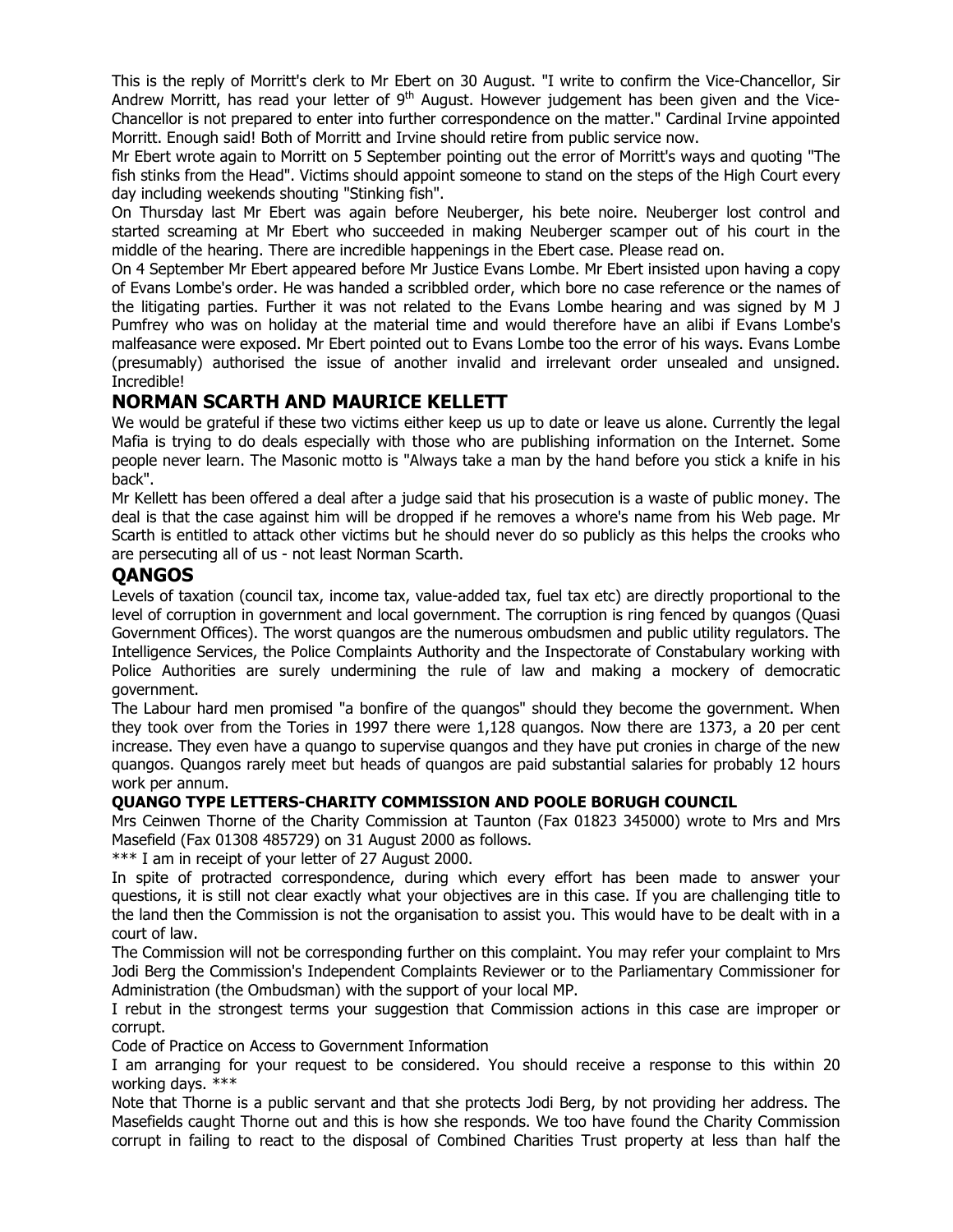This is the reply of Morritt's clerk to Mr Ebert on 30 August. "I write to confirm the Vice-Chancellor, Sir Andrew Morritt, has read your letter of 9th August. However judgement has been given and the Vice-Chancellor is not prepared to enter into further correspondence on the matter." Cardinal Irvine appointed Morritt. Enough said! Both of Morritt and Irvine should retire from public service now.

Mr Ebert wrote again to Morritt on 5 September pointing out the error of Morritt's ways and quoting "The fish stinks from the Head". Victims should appoint someone to stand on the steps of the High Court every day including weekends shouting "Stinking fish".

On Thursday last Mr Ebert was again before Neuberger, his bete noire. Neuberger lost control and started screaming at Mr Ebert who succeeded in making Neuberger scamper out of his court in the middle of the hearing. There are incredible happenings in the Ebert case. Please read on.

On 4 September Mr Ebert appeared before Mr Justice Evans Lombe. Mr Ebert insisted upon having a copy of Evans Lombe's order. He was handed a scribbled order, which bore no case reference or the names of the litigating parties. Further it was not related to the Evans Lombe hearing and was signed by M J Pumfrey who was on holiday at the material time and would therefore have an alibi if Evans Lombe's malfeasance were exposed. Mr Ebert pointed out to Evans Lombe too the error of his ways. Evans Lombe (presumably) authorised the issue of another invalid and irrelevant order unsealed and unsigned. Incredible!

## NORMAN SCARTH AND MAURICE KELLETT

We would be grateful if these two victims either keep us up to date or leave us alone. Currently the legal Mafia is trying to do deals especially with those who are publishing information on the Internet. Some people never learn. The Masonic motto is "Always take a man by the hand before you stick a knife in his back".

Mr Kellett has been offered a deal after a judge said that his prosecution is a waste of public money. The deal is that the case against him will be dropped if he removes a whore's name from his Web page. Mr Scarth is entitled to attack other victims but he should never do so publicly as this helps the crooks who are persecuting all of us - not least Norman Scarth.

## QANGOS

Levels of taxation (council tax, income tax, value-added tax, fuel tax etc) are directly proportional to the level of corruption in government and local government. The corruption is ring fenced by quangos (Quasi Government Offices). The worst quangos are the numerous ombudsmen and public utility regulators. The Intelligence Services, the Police Complaints Authority and the Inspectorate of Constabulary working with Police Authorities are surely undermining the rule of law and making a mockery of democratic government.

The Labour hard men promised "a bonfire of the quangos" should they become the government. When they took over from the Tories in 1997 there were 1,128 quangos. Now there are 1373, a 20 per cent increase. They even have a quango to supervise quangos and they have put cronies in charge of the new quangos. Quangos rarely meet but heads of quangos are paid substantial salaries for probably 12 hours work per annum.

### QUANGO TYPE LETTERS-CHARITY COMMISSION AND POOLE BORUGH COUNCIL

Mrs Ceinwen Thorne of the Charity Commission at Taunton (Fax 01823 345000) wrote to Mrs and Mrs Masefield (Fax 01308 485729) on 31 August 2000 as follows.

*** I am in receipt of your letter of 27 August 2000.

In spite of protracted correspondence, during which every effort has been made to answer your questions, it is still not clear exactly what your objectives are in this case. If you are challenging title to the land then the Commission is not the organisation to assist you. This would have to be dealt with in a court of law.

The Commission will not be corresponding further on this complaint. You may refer your complaint to Mrs Jodi Berg the Commission's Independent Complaints Reviewer or to the Parliamentary Commissioner for Administration (the Ombudsman) with the support of your local MP.

I rebut in the strongest terms your suggestion that Commission actions in this case are improper or corrupt.

Code of Practice on Access to Government Information

I am arranging for your request to be considered. You should receive a response to this within 20 working days. ***

Note that Thorne is a public servant and that she protects Jodi Berg, by not providing her address. The Masefields caught Thorne out and this is how she responds. We too have found the Charity Commission corrupt in failing to react to the disposal of Combined Charities Trust property at less than half the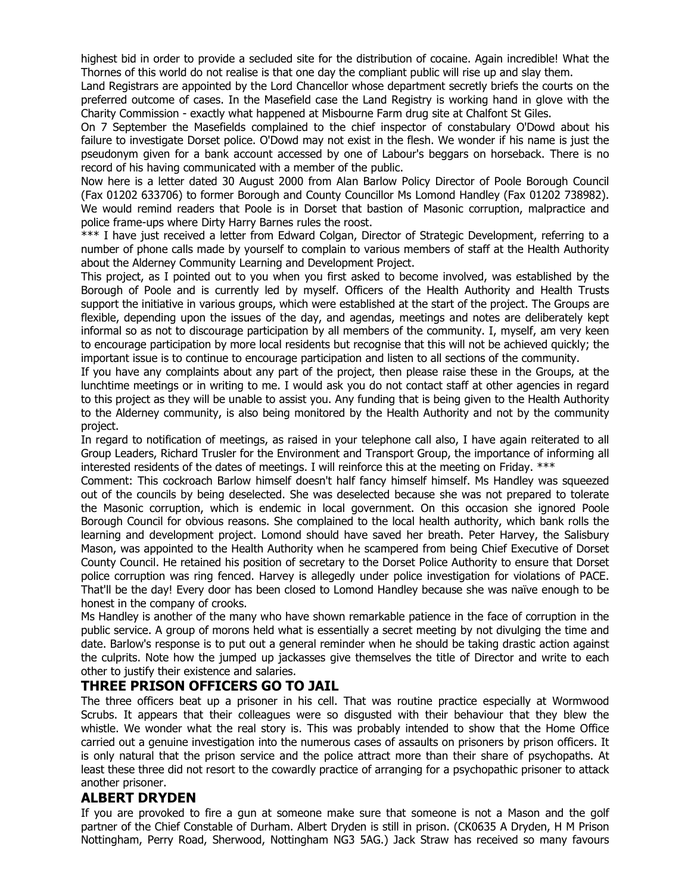highest bid in order to provide a secluded site for the distribution of cocaine. Again incredible! What the Thornes of this world do not realise is that one day the compliant public will rise up and slay them.

Land Registrars are appointed by the Lord Chancellor whose department secretly briefs the courts on the preferred outcome of cases. In the Masefield case the Land Registry is working hand in glove with the Charity Commission - exactly what happened at Misbourne Farm drug site at Chalfont St Giles.

On 7 September the Masefields complained to the chief inspector of constabulary O'Dowd about his failure to investigate Dorset police. O'Dowd may not exist in the flesh. We wonder if his name is just the pseudonym given for a bank account accessed by one of Labour's beggars on horseback. There is no record of his having communicated with a member of the public.

Now here is a letter dated 30 August 2000 from Alan Barlow Policy Director of Poole Borough Council (Fax 01202 633706) to former Borough and County Councillor Ms Lomond Handley (Fax 01202 738982). We would remind readers that Poole is in Dorset that bastion of Masonic corruption, malpractice and police frame-ups where Dirty Harry Barnes rules the roost.

*** I have just received a letter from Edward Colgan, Director of Strategic Development, referring to a number of phone calls made by yourself to complain to various members of staff at the Health Authority about the Alderney Community Learning and Development Project.

This project, as I pointed out to you when you first asked to become involved, was established by the Borough of Poole and is currently led by myself. Officers of the Health Authority and Health Trusts support the initiative in various groups, which were established at the start of the project. The Groups are flexible, depending upon the issues of the day, and agendas, meetings and notes are deliberately kept informal so as not to discourage participation by all members of the community. I, myself, am very keen to encourage participation by more local residents but recognise that this will not be achieved quickly; the important issue is to continue to encourage participation and listen to all sections of the community.

If you have any complaints about any part of the project, then please raise these in the Groups, at the lunchtime meetings or in writing to me. I would ask you do not contact staff at other agencies in regard to this project as they will be unable to assist you. Any funding that is being given to the Health Authority to the Alderney community, is also being monitored by the Health Authority and not by the community project.

In regard to notification of meetings, as raised in your telephone call also, I have again reiterated to all Group Leaders, Richard Trusler for the Environment and Transport Group, the importance of informing all interested residents of the dates of meetings. I will reinforce this at the meeting on Friday. ***

Comment: This cockroach Barlow himself doesn't half fancy himself himself. Ms Handley was squeezed out of the councils by being deselected. She was deselected because she was not prepared to tolerate the Masonic corruption, which is endemic in local government. On this occasion she ignored Poole Borough Council for obvious reasons. She complained to the local health authority, which bank rolls the learning and development project. Lomond should have saved her breath. Peter Harvey, the Salisbury Mason, was appointed to the Health Authority when he scampered from being Chief Executive of Dorset County Council. He retained his position of secretary to the Dorset Police Authority to ensure that Dorset police corruption was ring fenced. Harvey is allegedly under police investigation for violations of PACE. That'll be the day! Every door has been closed to Lomond Handley because she was naïve enough to be honest in the company of crooks.

Ms Handley is another of the many who have shown remarkable patience in the face of corruption in the public service. A group of morons held what is essentially a secret meeting by not divulging the time and date. Barlow's response is to put out a general reminder when he should be taking drastic action against the culprits. Note how the jumped up jackasses give themselves the title of Director and write to each other to justify their existence and salaries.

## THREE PRISON OFFICERS GO TO JAIL

The three officers beat up a prisoner in his cell. That was routine practice especially at Wormwood Scrubs. It appears that their colleagues were so disgusted with their behaviour that they blew the whistle. We wonder what the real story is. This was probably intended to show that the Home Office carried out a genuine investigation into the numerous cases of assaults on prisoners by prison officers. It is only natural that the prison service and the police attract more than their share of psychopaths. At least these three did not resort to the cowardly practice of arranging for a psychopathic prisoner to attack another prisoner.

## ALBERT DRYDEN

If you are provoked to fire a gun at someone make sure that someone is not a Mason and the golf partner of the Chief Constable of Durham. Albert Dryden is still in prison. (CK0635 A Dryden, H M Prison Nottingham, Perry Road, Sherwood, Nottingham NG3 5AG.) Jack Straw has received so many favours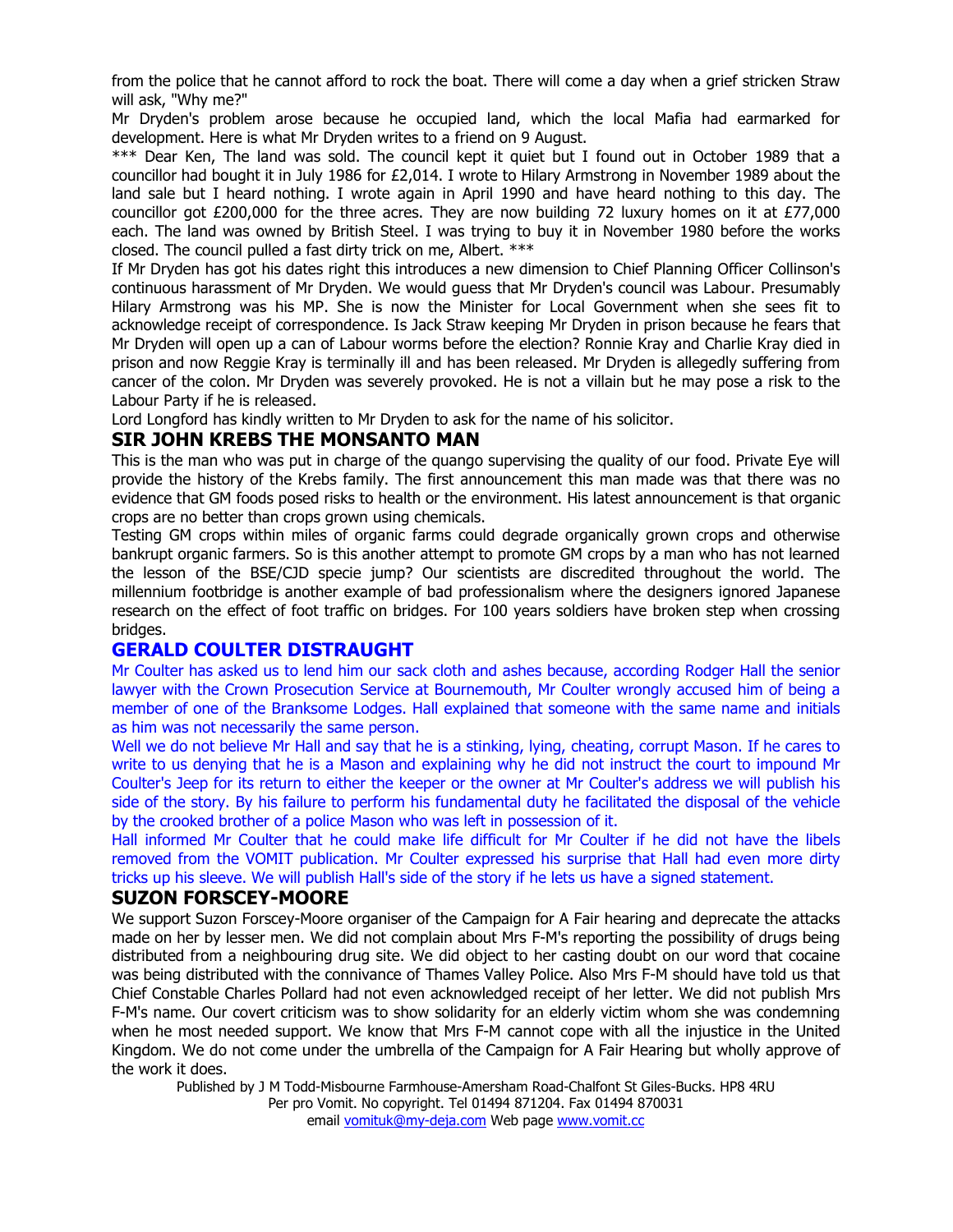from the police that he cannot afford to rock the boat. There will come a day when a grief stricken Straw will ask, "Why me?"

Mr Dryden's problem arose because he occupied land, which the local Mafia had earmarked for development. Here is what Mr Dryden writes to a friend on 9 August.

*** Dear Ken, The land was sold. The council kept it quiet but I found out in October 1989 that a councillor had bought it in July 1986 for £2,014. I wrote to Hilary Armstrong in November 1989 about the land sale but I heard nothing. I wrote again in April 1990 and have heard nothing to this day. The councillor got £200,000 for the three acres. They are now building 72 luxury homes on it at £77,000 each. The land was owned by British Steel. I was trying to buy it in November 1980 before the works closed. The council pulled a fast dirty trick on me, Albert. ***

If Mr Dryden has got his dates right this introduces a new dimension to Chief Planning Officer Collinson's continuous harassment of Mr Dryden. We would guess that Mr Dryden's council was Labour. Presumably Hilary Armstrong was his MP. She is now the Minister for Local Government when she sees fit to acknowledge receipt of correspondence. Is Jack Straw keeping Mr Dryden in prison because he fears that Mr Dryden will open up a can of Labour worms before the election? Ronnie Kray and Charlie Kray died in prison and now Reggie Kray is terminally ill and has been released. Mr Dryden is allegedly suffering from cancer of the colon. Mr Dryden was severely provoked. He is not a villain but he may pose a risk to the Labour Party if he is released.

Lord Longford has kindly written to Mr Dryden to ask for the name of his solicitor.

## SIR JOHN KREBS THE MONSANTO MAN

This is the man who was put in charge of the quango supervising the quality of our food. Private Eye will provide the history of the Krebs family. The first announcement this man made was that there was no evidence that GM foods posed risks to health or the environment. His latest announcement is that organic crops are no better than crops grown using chemicals.

Testing GM crops within miles of organic farms could degrade organically grown crops and otherwise bankrupt organic farmers. So is this another attempt to promote GM crops by a man who has not learned the lesson of the BSE/CJD specie jump? Our scientists are discredited throughout the world. The millennium footbridge is another example of bad professionalism where the designers ignored Japanese research on the effect of foot traffic on bridges. For 100 years soldiers have broken step when crossing bridges.

## GERALD COULTER DISTRAUGHT

Mr Coulter has asked us to lend him our sack cloth and ashes because, according Rodger Hall the senior lawyer with the Crown Prosecution Service at Bournemouth, Mr Coulter wrongly accused him of being a member of one of the Branksome Lodges. Hall explained that someone with the same name and initials as him was not necessarily the same person.

Well we do not believe Mr Hall and say that he is a stinking, lying, cheating, corrupt Mason. If he cares to write to us denying that he is a Mason and explaining why he did not instruct the court to impound Mr Coulter's Jeep for its return to either the keeper or the owner at Mr Coulter's address we will publish his side of the story. By his failure to perform his fundamental duty he facilitated the disposal of the vehicle by the crooked brother of a police Mason who was left in possession of it.

Hall informed Mr Coulter that he could make life difficult for Mr Coulter if he did not have the libels removed from the VOMIT publication. Mr Coulter expressed his surprise that Hall had even more dirty tricks up his sleeve. We will publish Hall's side of the story if he lets us have a signed statement.

## SUZON FORSCEY-MOORE

We support Suzon Forscey-Moore organiser of the Campaign for A Fair hearing and deprecate the attacks made on her by lesser men. We did not complain about Mrs F-M's reporting the possibility of drugs being distributed from a neighbouring drug site. We did object to her casting doubt on our word that cocaine was being distributed with the connivance of Thames Valley Police. Also Mrs F-M should have told us that Chief Constable Charles Pollard had not even acknowledged receipt of her letter. We did not publish Mrs F-M's name. Our covert criticism was to show solidarity for an elderly victim whom she was condemning when he most needed support. We know that Mrs F-M cannot cope with all the injustice in the United Kingdom. We do not come under the umbrella of the Campaign for A Fair Hearing but wholly approve of the work it does.

Published by J M Todd-Misbourne Farmhouse-Amersham Road-Chalfont St Giles-Bucks. HP8 4RU
Per pro Vomit. No copyright. Tel 01494 871204. Fax 01494 870031
email vomituk@my-deja.com Web page www.vomit.cc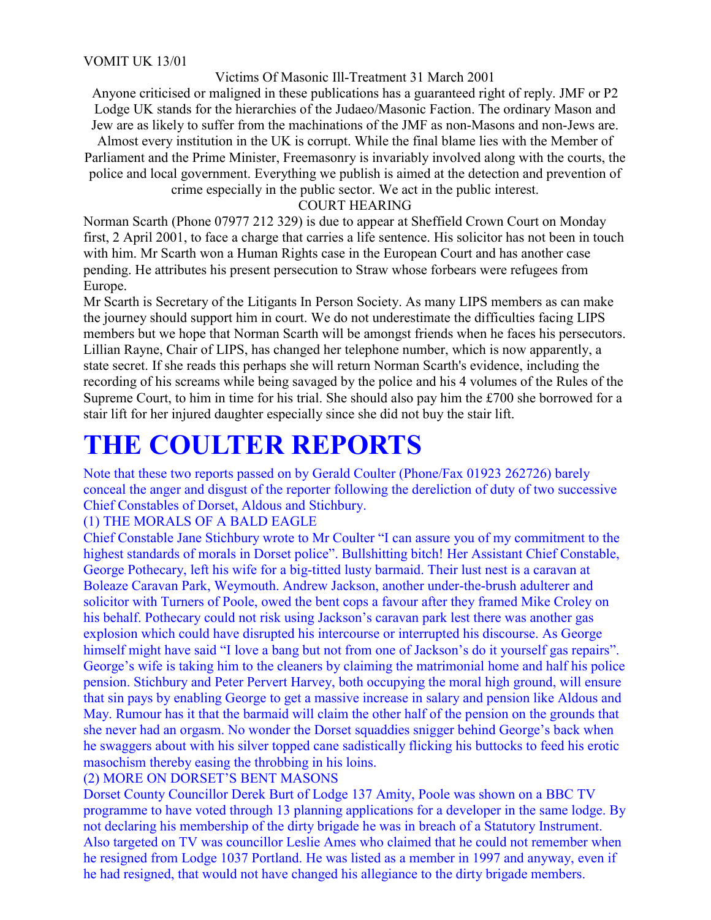VOMIT UK 13/01

Victims Of Masonic Ill-Treatment 31 March 2001

Anyone criticised or maligned in these publications has a guaranteed right of reply. JMF or P2 Lodge UK stands for the hierarchies of the Judaeo/Masonic Faction. The ordinary Mason and Jew are as likely to suffer from the machinations of the JMF as non-Masons and non-Jews are. Almost every institution in the UK is corrupt. While the final blame lies with the Member of Parliament and the Prime Minister, Freemasonry is invariably involved along with the courts, the police and local government. Everything we publish is aimed at the detection and prevention of crime especially in the public sector. We act in the public interest.

COURT HEARING

Norman Scarth (Phone 07977 212 329) is due to appear at Sheffield Crown Court on Monday first, 2 April 2001, to face a charge that carries a life sentence. His solicitor has not been in touch with him. Mr Scarth won a Human Rights case in the European Court and has another case pending. He attributes his present persecution to Straw whose forbears were refugees from Europe.

Mr Scarth is Secretary of the Litigants In Person Society. As many LIPS members as can make the journey should support him in court. We do not underestimate the difficulties facing LIPS members but we hope that Norman Scarth will be amongst friends when he faces his persecutors. Lillian Rayne, Chair of LIPS, has changed her telephone number, which is now apparently, a state secret. If she reads this perhaps she will return Norman Scarth's evidence, including the recording of his screams while being savaged by the police and his 4 volumes of the Rules of the Supreme Court, to him in time for his trial. She should also pay him the £700 she borrowed for a stair lift for her injured daughter especially since she did not buy the stair lift.

# THE COULTER REPORTS

Note that these two reports passed on by Gerald Coulter (Phone/Fax 01923 262726) barely conceal the anger and disgust of the reporter following the dereliction of duty of two successive Chief Constables of Dorset, Aldous and Stichbury.

(1) THE MORALS OF A BALD EAGLE

Chief Constable Jane Stichbury wrote to Mr Coulter "I can assure you of my commitment to the highest standards of morals in Dorset police". Bullshitting bitch! Her Assistant Chief Constable, George Pothecary, left his wife for a big-titted lusty barmaid. Their lust nest is a caravan at Boleaze Caravan Park, Weymouth. Andrew Jackson, another under-the-brush adulterer and solicitor with Turners of Poole, owed the bent cops a favour after they framed Mike Croley on his behalf. Pothecary could not risk using Jackson's caravan park lest there was another gas explosion which could have disrupted his intercourse or interrupted his discourse. As George himself might have said "I love a bang but not from one of Jackson's do it yourself gas repairs". George's wife is taking him to the cleaners by claiming the matrimonial home and half his police pension. Stichbury and Peter Pervert Harvey, both occupying the moral high ground, will ensure that sin pays by enabling George to get a massive increase in salary and pension like Aldous and May. Rumour has it that the barmaid will claim the other half of the pension on the grounds that she never had an orgasm. No wonder the Dorset squaddies snigger behind George's back when he swaggers about with his silver topped cane sadistically flicking his buttocks to feed his erotic masochism thereby easing the throbbing in his loins.

(2) MORE ON DORSET'S BENT MASONS

Dorset County Councillor Derek Burt of Lodge 137 Amity, Poole was shown on a BBC TV programme to have voted through 13 planning applications for a developer in the same lodge. By not declaring his membership of the dirty brigade he was in breach of a Statutory Instrument. Also targeted on TV was councillor Leslie Ames who claimed that he could not remember when he resigned from Lodge 1037 Portland. He was listed as a member in 1997 and anyway, even if he had resigned, that would not have changed his allegiance to the dirty brigade members.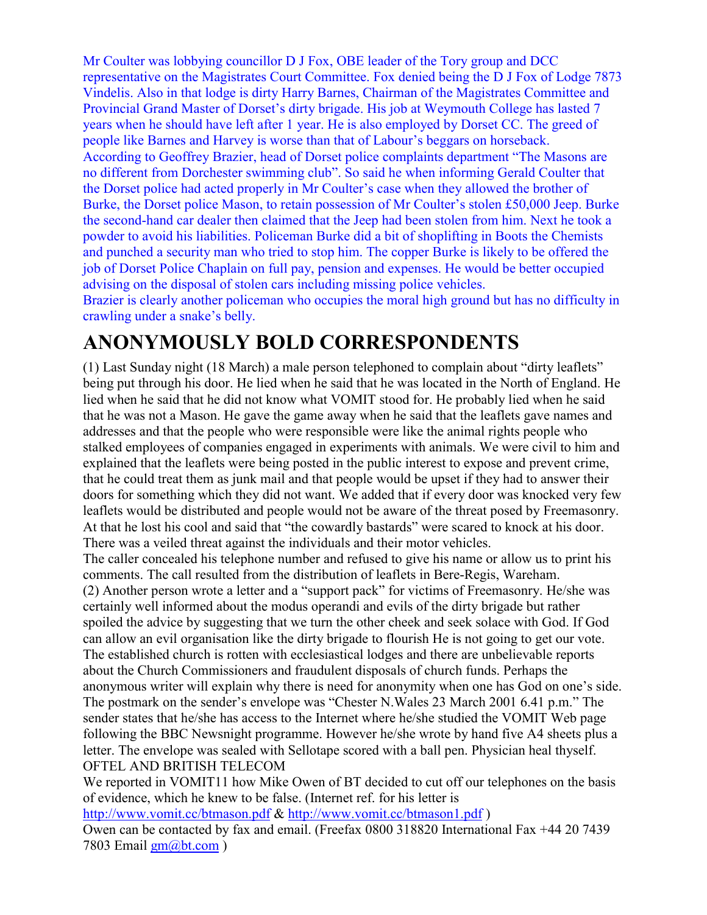Mr Coulter was lobbying councillor D J Fox, OBE leader of the Tory group and DCC representative on the Magistrates Court Committee. Fox denied being the D J Fox of Lodge 7873 Vindelis. Also in that lodge is dirty Harry Barnes, Chairman of the Magistrates Committee and Provincial Grand Master of Dorset's dirty brigade. His job at Weymouth College has lasted 7 years when he should have left after 1 year. He is also employed by Dorset CC. The greed of people like Barnes and Harvey is worse than that of Labour's beggars on horseback.
According to Geoffrey Brazier, head of Dorset police complaints department "The Masons are no different from Dorchester swimming club". So said he when informing Gerald Coulter that the Dorset police had acted properly in Mr Coulter's case when they allowed the brother of Burke, the Dorset police Mason, to retain possession of Mr Coulter's stolen £50,000 Jeep. Burke the second-hand car dealer then claimed that the Jeep had been stolen from him. Next he took a powder to avoid his liabilities. Policeman Burke did a bit of shoplifting in Boots the Chemists and punched a security man who tried to stop him. The copper Burke is likely to be offered the job of Dorset Police Chaplain on full pay, pension and expenses. He would be better occupied advising on the disposal of stolen cars including missing police vehicles.
Brazier is clearly another policeman who occupies the moral high ground but has no difficulty in crawling under a snake's belly.

# ANONYMOUSLY BOLD CORRESPONDENTS

(1) Last Sunday night (18 March) a male person telephoned to complain about "dirty leaflets" being put through his door. He lied when he said that he was located in the North of England. He lied when he said that he did not know what VOMIT stood for. He probably lied when he said that he was not a Mason. He gave the game away when he said that the leaflets gave names and addresses and that the people who were responsible were like the animal rights people who stalked employees of companies engaged in experiments with animals. We were civil to him and explained that the leaflets were being posted in the public interest to expose and prevent crime, that he could treat them as junk mail and that people would be upset if they had to answer their doors for something which they did not want. We added that if every door was knocked very few leaflets would be distributed and people would not be aware of the threat posed by Freemasonry. At that he lost his cool and said that "the cowardly bastards" were scared to knock at his door. There was a veiled threat against the individuals and their motor vehicles.
The caller concealed his telephone number and refused to give his name or allow us to print his comments. The call resulted from the distribution of leaflets in Bere-Regis, Wareham.
(2) Another person wrote a letter and a "support pack" for victims of Freemasonry. He/she was certainly well informed about the modus operandi and evils of the dirty brigade but rather spoiled the advice by suggesting that we turn the other cheek and seek solace with God. If God can allow an evil organisation like the dirty brigade to flourish He is not going to get our vote. The established church is rotten with ecclesiastical lodges and there are unbelievable reports about the Church Commissioners and fraudulent disposals of church funds. Perhaps the anonymous writer will explain why there is need for anonymity when one has God on one's side. The postmark on the sender's envelope was "Chester N.Wales 23 March 2001 6.41 p.m." The sender states that he/she has access to the Internet where he/she studied the VOMIT Web page following the BBC Newsnight programme. However he/she wrote by hand five A4 sheets plus a letter. The envelope was sealed with Sellotape scored with a ball pen. Physician heal thyself.
OFTEL AND BRITISH TELECOM
We reported in VOMIT11 how Mike Owen of BT decided to cut off our telephones on the basis of evidence, which he knew to be false. (Internet ref. for his letter is http://www.vomit.cc/btmason.pdf & http://www.vomit.cc/btmason1.pdf )
Owen can be contacted by fax and email. (Freefax 0800 318820 International Fax +44 20 7439 7803 Email gm@bt.com )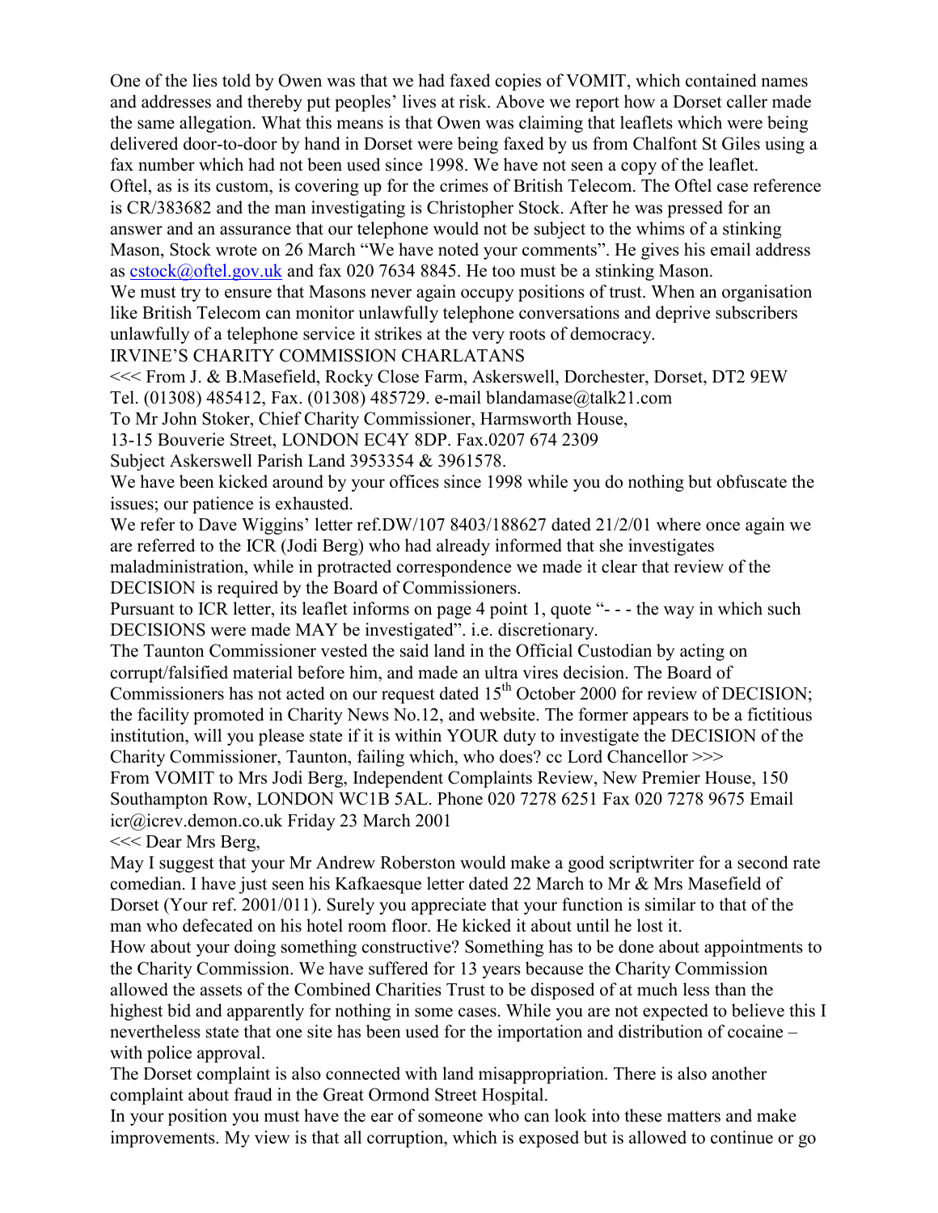One of the lies told by Owen was that we had faxed copies of VOMIT, which contained names and addresses and thereby put peoples' lives at risk. Above we report how a Dorset caller made the same allegation. What this means is that Owen was claiming that leaflets which were being delivered door-to-door by hand in Dorset were being faxed by us from Chalfont St Giles using a fax number which had not been used since 1998. We have not seen a copy of the leaflet.

Oftel, as is its custom, is covering up for the crimes of British Telecom. The Oftel case reference is CR/383682 and the man investigating is Christopher Stock. After he was pressed for an answer and an assurance that our telephone would not be subject to the whims of a stinking Mason, Stock wrote on 26 March "We have noted your comments". He gives his email address as cstock@oftel.gov.uk and fax 020 7634 8845. He too must be a stinking Mason.

We must try to ensure that Masons never again occupy positions of trust. When an organisation like British Telecom can monitor unlawfully telephone conversations and deprive subscribers unlawfully of a telephone service it strikes at the very roots of democracy.

## IRVINE'S CHARITY COMMISSION CHARLATANS

<<< From J. & B.Masefield, Rocky Close Farm, Askerswell, Dorchester, Dorset, DT2 9EW
Tel. (01308) 485412, Fax. (01308) 485729. e-mail blandamase@talk21.com

To Mr John Stoker, Chief Charity Commissioner, Harmsworth House,
13-15 Bouverie Street, LONDON EC4Y 8DP. Fax.0207 674 2309

Subject Askerswell Parish Land 3953354 & 3961578.

We have been kicked around by your offices since 1998 while you do nothing but obfuscate the issues; our patience is exhausted.

We refer to Dave Wiggins' letter ref.DW/107 8403/188627 dated 21/2/01 where once again we are referred to the ICR (Jodi Berg) who had already informed that she investigates maladministration, while in protracted correspondence we made it clear that review of the DECISION is required by the Board of Commissioners.

Pursuant to ICR letter, its leaflet informs on page 4 point 1, quote "- - - the way in which such DECISIONS were made MAY be investigated". i.e. discretionary.

The Taunton Commissioner vested the said land in the Official Custodian by acting on corrupt/falsified material before him, and made an ultra vires decision. The Board of Commissioners has not acted on our request dated 15th October 2000 for review of DECISION; the facility promoted in Charity News No.12, and website. The former appears to be a fictitious institution, will you please state if it is within YOUR duty to investigate the DECISION of the Charity Commissioner, Taunton, failing which, who does? cc Lord Chancellor >>>

From VOMIT to Mrs Jodi Berg, Independent Complaints Review, New Premier House, 150 Southampton Row, LONDON WC1B 5AL. Phone 020 7278 6251 Fax 020 7278 9675 Email icr@icrev.demon.co.uk Friday 23 March 2001

<<< Dear Mrs Berg,

May I suggest that your Mr Andrew Roberston would make a good scriptwriter for a second rate comedian. I have just seen his Kafkaesque letter dated 22 March to Mr & Mrs Masefield of Dorset (Your ref. 2001/011). Surely you appreciate that your function is similar to that of the man who defecated on his hotel room floor. He kicked it about until he lost it.

How about your doing something constructive? Something has to be done about appointments to the Charity Commission. We have suffered for 13 years because the Charity Commission allowed the assets of the Combined Charities Trust to be disposed of at much less than the highest bid and apparently for nothing in some cases. While you are not expected to believe this I nevertheless state that one site has been used for the importation and distribution of cocaine – with police approval.

The Dorset complaint is also connected with land misappropriation. There is also another complaint about fraud in the Great Ormond Street Hospital.

In your position you must have the ear of someone who can look into these matters and make improvements. My view is that all corruption, which is exposed but is allowed to continue or go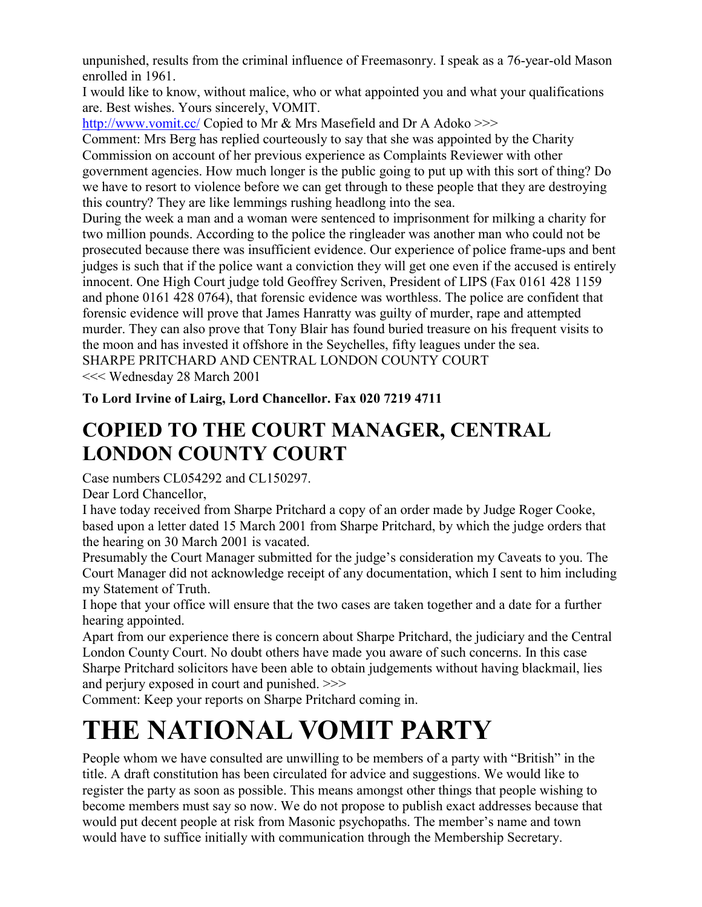unpunished, results from the criminal influence of Freemasonry. I speak as a 76-year-old Mason enrolled in 1961.

I would like to know, without malice, who or what appointed you and what your qualifications are. Best wishes. Yours sincerely, VOMIT.

http://www.vomit.cc/ Copied to Mr & Mrs Masefield and Dr A Adoko >>>

Comment: Mrs Berg has replied courteously to say that she was appointed by the Charity Commission on account of her previous experience as Complaints Reviewer with other government agencies. How much longer is the public going to put up with this sort of thing? Do we have to resort to violence before we can get through to these people that they are destroying this country? They are like lemmings rushing headlong into the sea.

During the week a man and a woman were sentenced to imprisonment for milking a charity for two million pounds. According to the police the ringleader was another man who could not be prosecuted because there was insufficient evidence. Our experience of police frame-ups and bent judges is such that if the police want a conviction they will get one even if the accused is entirely innocent. One High Court judge told Geoffrey Scriven, President of LIPS (Fax 0161 428 1159 and phone 0161 428 0764), that forensic evidence was worthless. The police are confident that forensic evidence will prove that James Hanratty was guilty of murder, rape and attempted murder. They can also prove that Tony Blair has found buried treasure on his frequent visits to the moon and has invested it offshore in the Seychelles, fifty leagues under the sea.

SHARPE PRITCHARD AND CENTRAL LONDON COUNTY COURT

<<< Wednesday 28 March 2001

**To Lord Irvine of Lairg, Lord Chancellor. Fax 020 7219 4711**

## COPIED TO THE COURT MANAGER, CENTRAL LONDON COUNTY COURT

Case numbers CL054292 and CL150297.

Dear Lord Chancellor,

I have today received from Sharpe Pritchard a copy of an order made by Judge Roger Cooke, based upon a letter dated 15 March 2001 from Sharpe Pritchard, by which the judge orders that the hearing on 30 March 2001 is vacated.

Presumably the Court Manager submitted for the judge's consideration my Caveats to you. The Court Manager did not acknowledge receipt of any documentation, which I sent to him including my Statement of Truth.

I hope that your office will ensure that the two cases are taken together and a date for a further hearing appointed.

Apart from our experience there is concern about Sharpe Pritchard, the judiciary and the Central London County Court. No doubt others have made you aware of such concerns. In this case Sharpe Pritchard solicitors have been able to obtain judgements without having blackmail, lies and perjury exposed in court and punished. >>>

Comment: Keep your reports on Sharpe Pritchard coming in.

# THE NATIONAL VOMIT PARTY

People whom we have consulted are unwilling to be members of a party with "British" in the title. A draft constitution has been circulated for advice and suggestions. We would like to register the party as soon as possible. This means amongst other things that people wishing to become members must say so now. We do not propose to publish exact addresses because that would put decent people at risk from Masonic psychopaths. The member's name and town would have to suffice initially with communication through the Membership Secretary.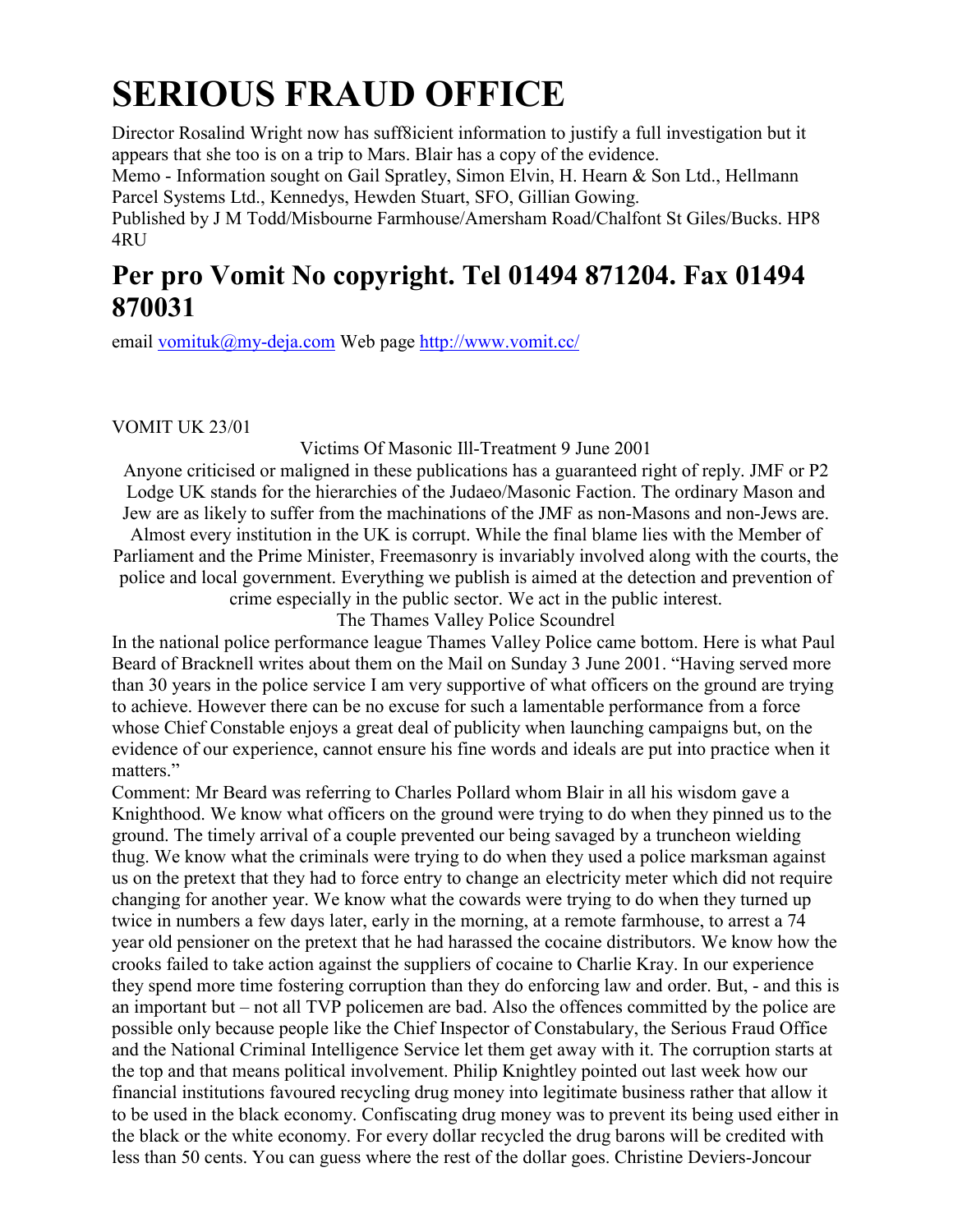# SERIOUS FRAUD OFFICE

Director Rosalind Wright now has suff8icient information to justify a full investigation but it appears that she too is on a trip to Mars. Blair has a copy of the evidence.
Memo - Information sought on Gail Spratley, Simon Elvin, H. Hearn & Son Ltd., Hellmann Parcel Systems Ltd., Kennedys, Hewden Stuart, SFO, Gillian Gowing.
Published by J M Todd/Misbourne Farmhouse/Amersham Road/Chalfont St Giles/Bucks. HP8 4RU

## Per pro Vomit No copyright. Tel 01494 871204. Fax 01494 870031

email [vomituk@my-deja.com](mailto:vomituk@my-deja.com) Web page [http://www.vomit.cc/](http://www.vomit.cc/)

VOMIT UK 23/01

Victims Of Masonic Ill-Treatment 9 June 2001

Anyone criticised or maligned in these publications has a guaranteed right of reply. JMF or P2 Lodge UK stands for the hierarchies of the Judaeo/Masonic Faction. The ordinary Mason and Jew are as likely to suffer from the machinations of the JMF as non-Masons and non-Jews are. Almost every institution in the UK is corrupt. While the final blame lies with the Member of Parliament and the Prime Minister, Freemasonry is invariably involved along with the courts, the police and local government. Everything we publish is aimed at the detection and prevention of crime especially in the public sector. We act in the public interest.

The Thames Valley Police Scoundrel

In the national police performance league Thames Valley Police came bottom. Here is what Paul Beard of Bracknell writes about them on the Mail on Sunday 3 June 2001. "Having served more than 30 years in the police service I am very supportive of what officers on the ground are trying to achieve. However there can be no excuse for such a lamentable performance from a force whose Chief Constable enjoys a great deal of publicity when launching campaigns but, on the evidence of our experience, cannot ensure his fine words and ideals are put into practice when it matters."

Comment: Mr Beard was referring to Charles Pollard whom Blair in all his wisdom gave a Knighthood. We know what officers on the ground were trying to do when they pinned us to the ground. The timely arrival of a couple prevented our being savaged by a truncheon wielding thug. We know what the criminals were trying to do when they used a police marksman against us on the pretext that they had to force entry to change an electricity meter which did not require changing for another year. We know what the cowards were trying to do when they turned up twice in numbers a few days later, early in the morning, at a remote farmhouse, to arrest a 74 year old pensioner on the pretext that he had harassed the cocaine distributors. We know how the crooks failed to take action against the suppliers of cocaine to Charlie Kray. In our experience they spend more time fostering corruption than they do enforcing law and order. But, - and this is an important but – not all TVP policemen are bad. Also the offences committed by the police are possible only because people like the Chief Inspector of Constabulary, the Serious Fraud Office and the National Criminal Intelligence Service let them get away with it. The corruption starts at the top and that means political involvement. Philip Knightley pointed out last week how our financial institutions favoured recycling drug money into legitimate business rather that allow it to be used in the black economy. Confiscating drug money was to prevent its being used either in the black or the white economy. For every dollar recycled the drug barons will be credited with less than 50 cents. You can guess where the rest of the dollar goes. Christine Deviers-Joncour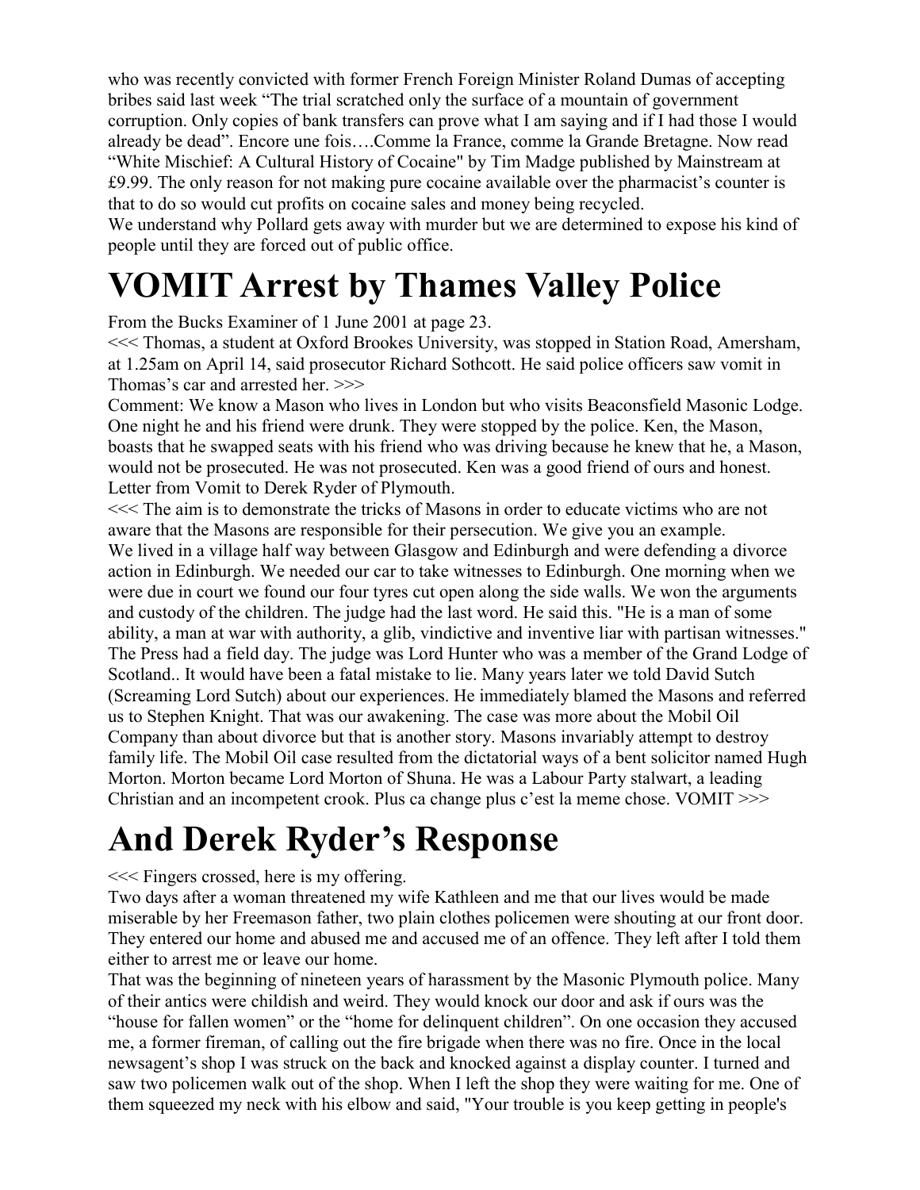who was recently convicted with former French Foreign Minister Roland Dumas of accepting bribes said last week "The trial scratched only the surface of a mountain of government corruption. Only copies of bank transfers can prove what I am saying and if I had those I would already be dead". Encore une fois….Comme la France, comme la Grande Bretagne. Now read "White Mischief: A Cultural History of Cocaine" by Tim Madge published by Mainstream at £9.99. The only reason for not making pure cocaine available over the pharmacist's counter is that to do so would cut profits on cocaine sales and money being recycled.

We understand why Pollard gets away with murder but we are determined to expose his kind of people until they are forced out of public office.

# VOMIT Arrest by Thames Valley Police

From the Bucks Examiner of 1 June 2001 at page 23.

<<< Thomas, a student at Oxford Brookes University, was stopped in Station Road, Amersham, at 1.25am on April 14, said prosecutor Richard Sothcott. He said police officers saw vomit in Thomas's car and arrested her. >>>

Comment: We know a Mason who lives in London but who visits Beaconsfield Masonic Lodge. One night he and his friend were drunk. They were stopped by the police. Ken, the Mason, boasts that he swapped seats with his friend who was driving because he knew that he, a Mason, would not be prosecuted. He was not prosecuted. Ken was a good friend of ours and honest.

Letter from Vomit to Derek Ryder of Plymouth.

<<< The aim is to demonstrate the tricks of Masons in order to educate victims who are not aware that the Masons are responsible for their persecution. We give you an example.

We lived in a village half way between Glasgow and Edinburgh and were defending a divorce action in Edinburgh. We needed our car to take witnesses to Edinburgh. One morning when we were due in court we found our four tyres cut open along the side walls. We won the arguments and custody of the children. The judge had the last word. He said this. "He is a man of some ability, a man at war with authority, a glib, vindictive and inventive liar with partisan witnesses." The Press had a field day. The judge was Lord Hunter who was a member of the Grand Lodge of Scotland.. It would have been a fatal mistake to lie. Many years later we told David Sutch (Screaming Lord Sutch) about our experiences. He immediately blamed the Masons and referred us to Stephen Knight. That was our awakening. The case was more about the Mobil Oil Company than about divorce but that is another story. Masons invariably attempt to destroy family life. The Mobil Oil case resulted from the dictatorial ways of a bent solicitor named Hugh Morton. Morton became Lord Morton of Shuna. He was a Labour Party stalwart, a leading Christian and an incompetent crook. Plus ca change plus c'est la meme chose. VOMIT >>>

# And Derek Ryder's Response

<<< Fingers crossed, here is my offering.

Two days after a woman threatened my wife Kathleen and me that our lives would be made miserable by her Freemason father, two plain clothes policemen were shouting at our front door. They entered our home and abused me and accused me of an offence. They left after I told them either to arrest me or leave our home.

That was the beginning of nineteen years of harassment by the Masonic Plymouth police. Many of their antics were childish and weird. They would knock our door and ask if ours was the "house for fallen women" or the "home for delinquent children". On one occasion they accused me, a former fireman, of calling out the fire brigade when there was no fire. Once in the local newsagent's shop I was struck on the back and knocked against a display counter. I turned and saw two policemen walk out of the shop. When I left the shop they were waiting for me. One of them squeezed my neck with his elbow and said, "Your trouble is you keep getting in people's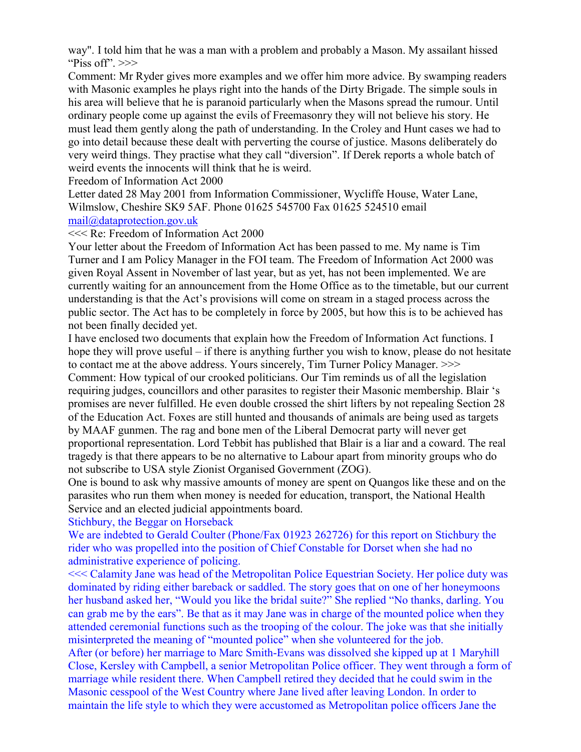way". I told him that he was a man with a problem and probably a Mason. My assailant hissed "Piss off". >>>

Comment: Mr Ryder gives more examples and we offer him more advice. By swamping readers with Masonic examples he plays right into the hands of the Dirty Brigade. The simple souls in his area will believe that he is paranoid particularly when the Masons spread the rumour. Until ordinary people come up against the evils of Freemasonry they will not believe his story. He must lead them gently along the path of understanding. In the Croley and Hunt cases we had to go into detail because these dealt with perverting the course of justice. Masons deliberately do very weird things. They practise what they call "diversion". If Derek reports a whole batch of weird events the innocents will think that he is weird.

Freedom of Information Act 2000

Letter dated 28 May 2001 from Information Commissioner, Wycliffe House, Water Lane, Wilmslow, Cheshire SK9 5AF. Phone 01625 545700 Fax 01625 524510 email mail@dataprotection.gov.uk

<<< Re: Freedom of Information Act 2000

Your letter about the Freedom of Information Act has been passed to me. My name is Tim Turner and I am Policy Manager in the FOI team. The Freedom of Information Act 2000 was given Royal Assent in November of last year, but as yet, has not been implemented. We are currently waiting for an announcement from the Home Office as to the timetable, but our current understanding is that the Act's provisions will come on stream in a staged process across the public sector. The Act has to be completely in force by 2005, but how this is to be achieved has not been finally decided yet.

I have enclosed two documents that explain how the Freedom of Information Act functions. I hope they will prove useful – if there is anything further you wish to know, please do not hesitate to contact me at the above address. Yours sincerely, Tim Turner Policy Manager. >>>

Comment: How typical of our crooked politicians. Our Tim reminds us of all the legislation requiring judges, councillors and other parasites to register their Masonic membership. Blair 's promises are never fulfilled. He even double crossed the shirt lifters by not repealing Section 28 of the Education Act. Foxes are still hunted and thousands of animals are being used as targets by MAAF gunmen. The rag and bone men of the Liberal Democrat party will never get proportional representation. Lord Tebbit has published that Blair is a liar and a coward. The real tragedy is that there appears to be no alternative to Labour apart from minority groups who do not subscribe to USA style Zionist Organised Government (ZOG).

One is bound to ask why massive amounts of money are spent on Quangos like these and on the parasites who run them when money is needed for education, transport, the National Health Service and an elected judicial appointments board.

Stichbury, the Beggar on Horseback

We are indebted to Gerald Coulter (Phone/Fax 01923 262726) for this report on Stichbury the rider who was propelled into the position of Chief Constable for Dorset when she had no administrative experience of policing.

<<< Calamity Jane was head of the Metropolitan Police Equestrian Society. Her police duty was dominated by riding either bareback or saddled. The story goes that on one of her honeymoons her husband asked her, "Would you like the bridal suite?" She replied "No thanks, darling. You can grab me by the ears". Be that as it may Jane was in charge of the mounted police when they attended ceremonial functions such as the trooping of the colour. The joke was that she initially misinterpreted the meaning of "mounted police" when she volunteered for the job.

After (or before) her marriage to Marc Smith-Evans was dissolved she kipped up at 1 Maryhill Close, Kersley with Campbell, a senior Metropolitan Police officer. They went through a form of marriage while resident there. When Campbell retired they decided that he could swim in the Masonic cesspool of the West Country where Jane lived after leaving London. In order to maintain the life style to which they were accustomed as Metropolitan police officers Jane the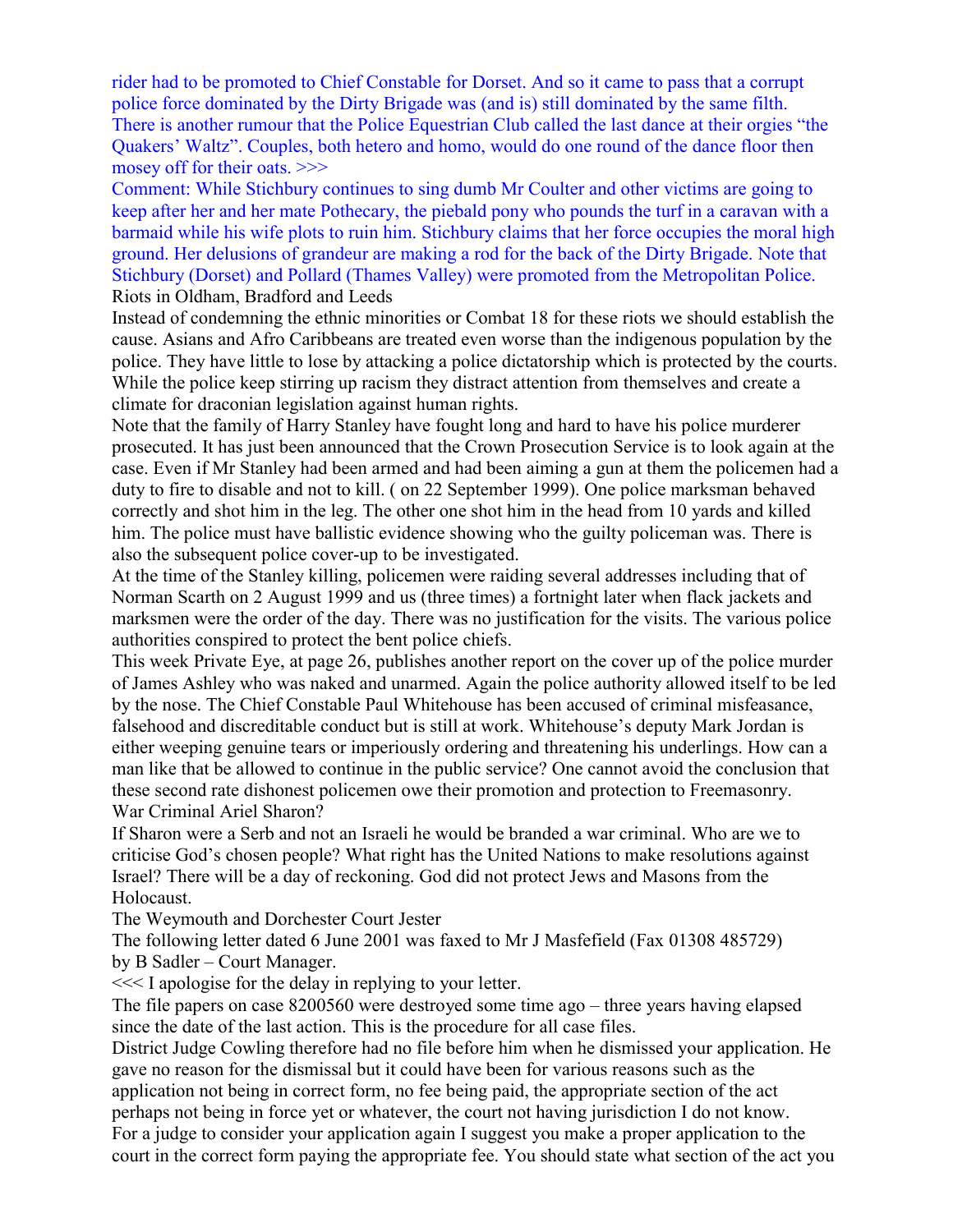rider had to be promoted to Chief Constable for Dorset. And so it came to pass that a corrupt police force dominated by the Dirty Brigade was (and is) still dominated by the same filth. There is another rumour that the Police Equestrian Club called the last dance at their orgies "the Quakers' Waltz". Couples, both hetero and homo, would do one round of the dance floor then mosey off for their oats. >>>

Comment: While Stichbury continues to sing dumb Mr Coulter and other victims are going to keep after her and her mate Pothecary, the piebald pony who pounds the turf in a caravan with a barmaid while his wife plots to ruin him. Stichbury claims that her force occupies the moral high ground. Her delusions of grandeur are making a rod for the back of the Dirty Brigade. Note that Stichbury (Dorset) and Pollard (Thames Valley) were promoted from the Metropolitan Police.

Riots in Oldham, Bradford and Leeds

Instead of condemning the ethnic minorities or Combat 18 for these riots we should establish the cause. Asians and Afro Caribbeans are treated even worse than the indigenous population by the police. They have little to lose by attacking a police dictatorship which is protected by the courts. While the police keep stirring up racism they distract attention from themselves and create a climate for draconian legislation against human rights.

Note that the family of Harry Stanley have fought long and hard to have his police murderer prosecuted. It has just been announced that the Crown Prosecution Service is to look again at the case. Even if Mr Stanley had been armed and had been aiming a gun at them the policemen had a duty to fire to disable and not to kill. ( on 22 September 1999). One police marksman behaved correctly and shot him in the leg. The other one shot him in the head from 10 yards and killed him. The police must have ballistic evidence showing who the guilty policeman was. There is also the subsequent police cover-up to be investigated.

At the time of the Stanley killing, policemen were raiding several addresses including that of Norman Scarth on 2 August 1999 and us (three times) a fortnight later when flack jackets and marksmen were the order of the day. There was no justification for the visits. The various police authorities conspired to protect the bent police chiefs.

This week Private Eye, at page 26, publishes another report on the cover up of the police murder of James Ashley who was naked and unarmed. Again the police authority allowed itself to be led by the nose. The Chief Constable Paul Whitehouse has been accused of criminal misfeasance, falsehood and discreditable conduct but is still at work. Whitehouse's deputy Mark Jordan is either weeping genuine tears or imperiously ordering and threatening his underlings. How can a man like that be allowed to continue in the public service? One cannot avoid the conclusion that these second rate dishonest policemen owe their promotion and protection to Freemasonry.

War Criminal Ariel Sharon?

If Sharon were a Serb and not an Israeli he would be branded a war criminal. Who are we to criticise God's chosen people? What right has the United Nations to make resolutions against Israel? There will be a day of reckoning. God did not protect Jews and Masons from the Holocaust.

The Weymouth and Dorchester Court Jester

The following letter dated 6 June 2001 was faxed to Mr J Masfefield (Fax 01308 485729) by B Sadler – Court Manager.

<<< I apologise for the delay in replying to your letter.

The file papers on case 8200560 were destroyed some time ago – three years having elapsed since the date of the last action. This is the procedure for all case files.

District Judge Cowling therefore had no file before him when he dismissed your application. He gave no reason for the dismissal but it could have been for various reasons such as the application not being in correct form, no fee being paid, the appropriate section of the act perhaps not being in force yet or whatever, the court not having jurisdiction I do not know.

For a judge to consider your application again I suggest you make a proper application to the court in the correct form paying the appropriate fee. You should state what section of the act you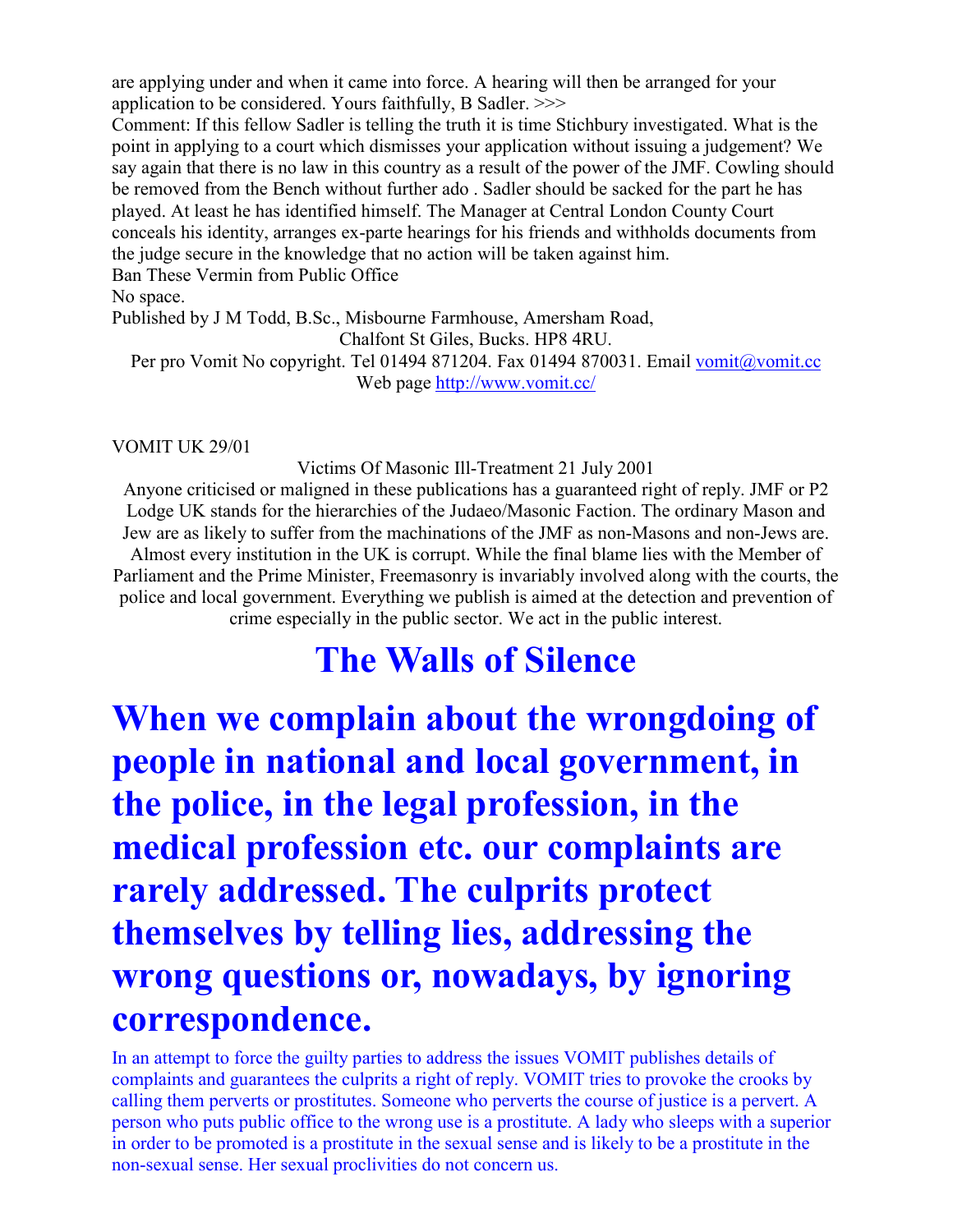are applying under and when it came into force. A hearing will then be arranged for your application to be considered. Yours faithfully, B Sadler. >>>

Comment: If this fellow Sadler is telling the truth it is time Stichbury investigated. What is the point in applying to a court which dismisses your application without issuing a judgement? We say again that there is no law in this country as a result of the power of the JMF. Cowling should be removed from the Bench without further ado . Sadler should be sacked for the part he has played. At least he has identified himself. The Manager at Central London County Court conceals his identity, arranges ex-parte hearings for his friends and withholds documents from the judge secure in the knowledge that no action will be taken against him.

Ban These Vermin from Public Office

No space.

Published by J M Todd, B.Sc., Misbourne Farmhouse, Amersham Road,
Chalfont St Giles, Bucks. HP8 4RU.
Per pro Vomit No copyright. Tel 01494 871204. Fax 01494 870031. Email vomit@vomit.cc
Web page http://www.vomit.cc/

VOMIT UK 29/01

Victims Of Masonic Ill-Treatment 21 July 2001

Anyone criticised or maligned in these publications has a guaranteed right of reply. JMF or P2 Lodge UK stands for the hierarchies of the Judaeo/Masonic Faction. The ordinary Mason and Jew are as likely to suffer from the machinations of the JMF as non-Masons and non-Jews are. Almost every institution in the UK is corrupt. While the final blame lies with the Member of Parliament and the Prime Minister, Freemasonry is invariably involved along with the courts, the police and local government. Everything we publish is aimed at the detection and prevention of crime especially in the public sector. We act in the public interest.

# The Walls of Silence

## When we complain about the wrongdoing of people in national and local government, in the police, in the legal profession, in the medical profession etc. our complaints are rarely addressed. The culprits protect themselves by telling lies, addressing the wrong questions or, nowadays, by ignoring correspondence.

In an attempt to force the guilty parties to address the issues VOMIT publishes details of complaints and guarantees the culprits a right of reply. VOMIT tries to provoke the crooks by calling them perverts or prostitutes. Someone who perverts the course of justice is a pervert. A person who puts public office to the wrong use is a prostitute. A lady who sleeps with a superior in order to be promoted is a prostitute in the sexual sense and is likely to be a prostitute in the non-sexual sense. Her sexual proclivities do not concern us.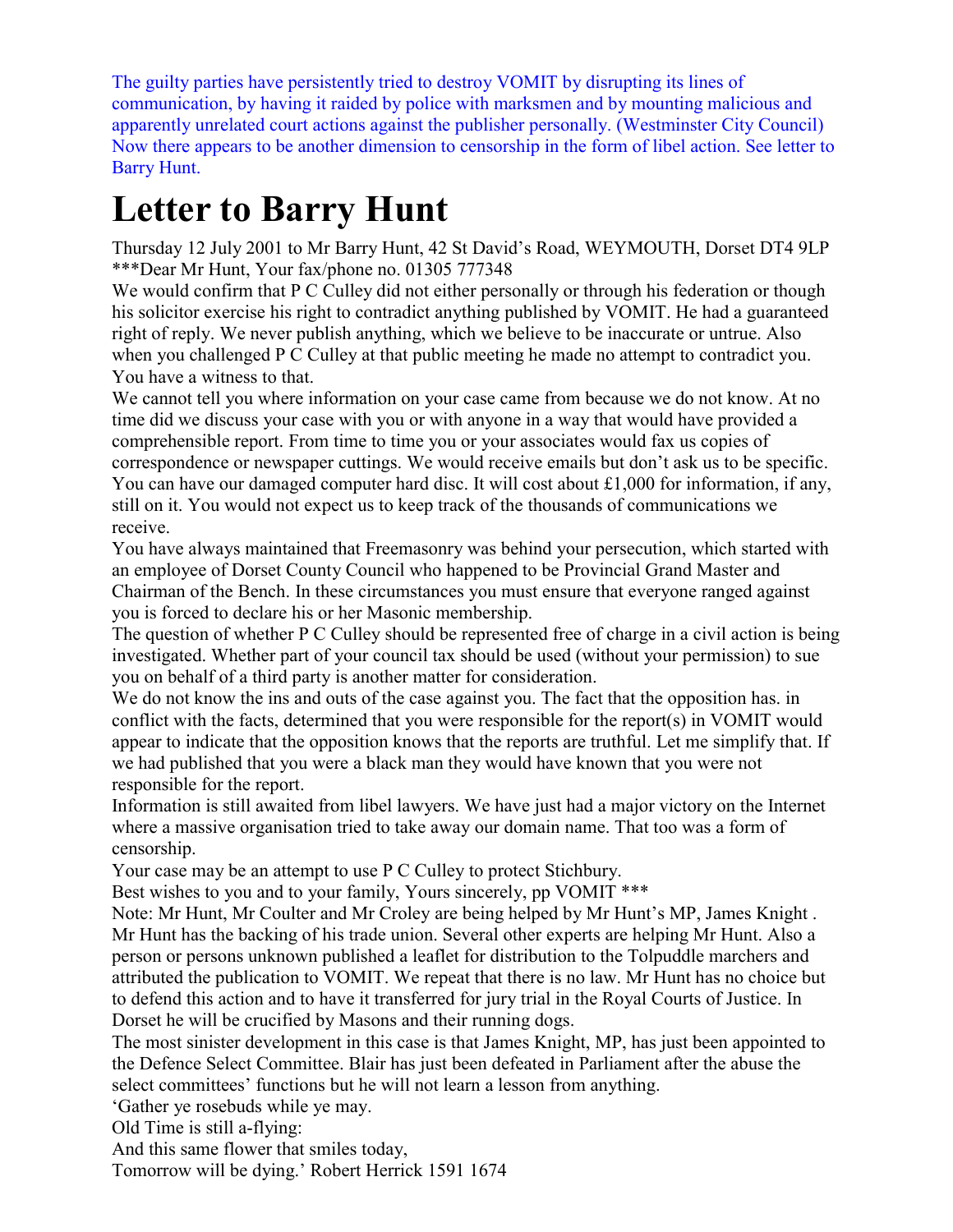The guilty parties have persistently tried to destroy VOMIT by disrupting its lines of communication, by having it raided by police with marksmen and by mounting malicious and apparently unrelated court actions against the publisher personally. (Westminster City Council) Now there appears to be another dimension to censorship in the form of libel action. See letter to Barry Hunt.

# Letter to Barry Hunt

Thursday 12 July 2001 to Mr Barry Hunt, 42 St David's Road, WEYMOUTH, Dorset DT4 9LP ***Dear Mr Hunt, Your fax/phone no. 01305 777348

We would confirm that P C Culley did not either personally or through his federation or though his solicitor exercise his right to contradict anything published by VOMIT. He had a guaranteed right of reply. We never publish anything, which we believe to be inaccurate or untrue. Also when you challenged P C Culley at that public meeting he made no attempt to contradict you. You have a witness to that.

We cannot tell you where information on your case came from because we do not know. At no time did we discuss your case with you or with anyone in a way that would have provided a comprehensible report. From time to time you or your associates would fax us copies of correspondence or newspaper cuttings. We would receive emails but don't ask us to be specific. You can have our damaged computer hard disc. It will cost about £1,000 for information, if any, still on it. You would not expect us to keep track of the thousands of communications we receive.

You have always maintained that Freemasonry was behind your persecution, which started with an employee of Dorset County Council who happened to be Provincial Grand Master and Chairman of the Bench. In these circumstances you must ensure that everyone ranged against you is forced to declare his or her Masonic membership.

The question of whether P C Culley should be represented free of charge in a civil action is being investigated. Whether part of your council tax should be used (without your permission) to sue you on behalf of a third party is another matter for consideration.

We do not know the ins and outs of the case against you. The fact that the opposition has. in conflict with the facts, determined that you were responsible for the report(s) in VOMIT would appear to indicate that the opposition knows that the reports are truthful. Let me simplify that. If we had published that you were a black man they would have known that you were not responsible for the report.

Information is still awaited from libel lawyers. We have just had a major victory on the Internet where a massive organisation tried to take away our domain name. That too was a form of censorship.

Your case may be an attempt to use P C Culley to protect Stichbury.

Best wishes to you and to your family, Yours sincerely, pp VOMIT ***

Note: Mr Hunt, Mr Coulter and Mr Croley are being helped by Mr Hunt's MP, James Knight . Mr Hunt has the backing of his trade union. Several other experts are helping Mr Hunt. Also a person or persons unknown published a leaflet for distribution to the Tolpuddle marchers and attributed the publication to VOMIT. We repeat that there is no law. Mr Hunt has no choice but to defend this action and to have it transferred for jury trial in the Royal Courts of Justice. In Dorset he will be crucified by Masons and their running dogs.

The most sinister development in this case is that James Knight, MP, has just been appointed to the Defence Select Committee. Blair has just been defeated in Parliament after the abuse the select committees' functions but he will not learn a lesson from anything.

'Gather ye rosebuds while ye may.  
Old Time is still a-flying:  
And this same flower that smiles today,  
Tomorrow will be dying.' Robert Herrick 1591 1674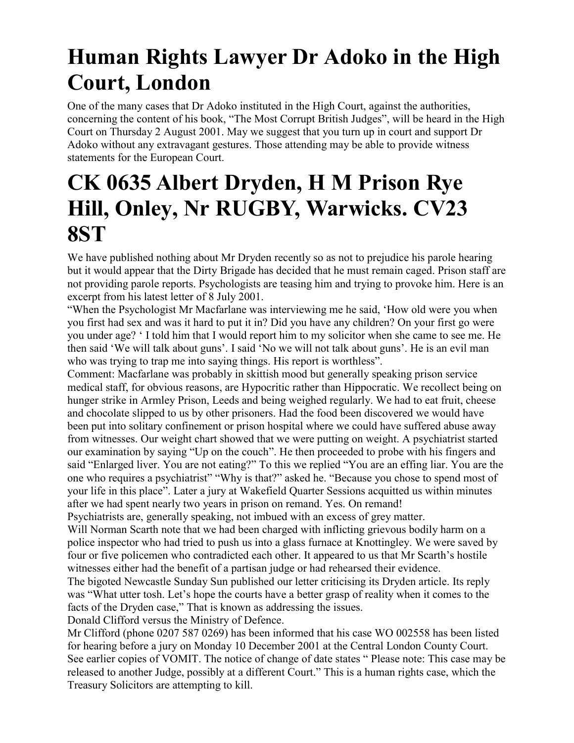# Human Rights Lawyer Dr Adoko in the High Court, London

One of the many cases that Dr Adoko instituted in the High Court, against the authorities, concerning the content of his book, "The Most Corrupt British Judges", will be heard in the High Court on Thursday 2 August 2001. May we suggest that you turn up in court and support Dr Adoko without any extravagant gestures. Those attending may be able to provide witness statements for the European Court.

# CK 0635 Albert Dryden, H M Prison Rye Hill, Onley, Nr RUGBY, Warwicks. CV23 8ST

We have published nothing about Mr Dryden recently so as not to prejudice his parole hearing but it would appear that the Dirty Brigade has decided that he must remain caged. Prison staff are not providing parole reports. Psychologists are teasing him and trying to provoke him. Here is an excerpt from his latest letter of 8 July 2001.

"When the Psychologist Mr Macfarlane was interviewing me he said, 'How old were you when you first had sex and was it hard to put it in? Did you have any children? On your first go were you under age? ' I told him that I would report him to my solicitor when she came to see me. He then said 'We will talk about guns'. I said 'No we will not talk about guns'. He is an evil man who was trying to trap me into saying things. His report is worthless".

Comment: Macfarlane was probably in skittish mood but generally speaking prison service medical staff, for obvious reasons, are Hypocritic rather than Hippocratic. We recollect being on hunger strike in Armley Prison, Leeds and being weighed regularly. We had to eat fruit, cheese and chocolate slipped to us by other prisoners. Had the food been discovered we would have been put into solitary confinement or prison hospital where we could have suffered abuse away from witnesses. Our weight chart showed that we were putting on weight. A psychiatrist started our examination by saying "Up on the couch". He then proceeded to probe with his fingers and said "Enlarged liver. You are not eating?" To this we replied "You are an effing liar. You are the one who requires a psychiatrist" "Why is that?" asked he. "Because you chose to spend most of your life in this place". Later a jury at Wakefield Quarter Sessions acquitted us within minutes after we had spent nearly two years in prison on remand. Yes. On remand!

Psychiatrists are, generally speaking, not imbued with an excess of grey matter.

Will Norman Scarth note that we had been charged with inflicting grievous bodily harm on a police inspector who had tried to push us into a glass furnace at Knottingley. We were saved by four or five policemen who contradicted each other. It appeared to us that Mr Scarth's hostile witnesses either had the benefit of a partisan judge or had rehearsed their evidence.

The bigoted Newcastle Sunday Sun published our letter criticising its Dryden article. Its reply was "What utter tosh. Let's hope the courts have a better grasp of reality when it comes to the facts of the Dryden case," That is known as addressing the issues.

Donald Clifford versus the Ministry of Defence.

Mr Clifford (phone 0207 587 0269) has been informed that his case WO 002558 has been listed for hearing before a jury on Monday 10 December 2001 at the Central London County Court. See earlier copies of VOMIT. The notice of change of date states " Please note: This case may be released to another Judge, possibly at a different Court." This is a human rights case, which the Treasury Solicitors are attempting to kill.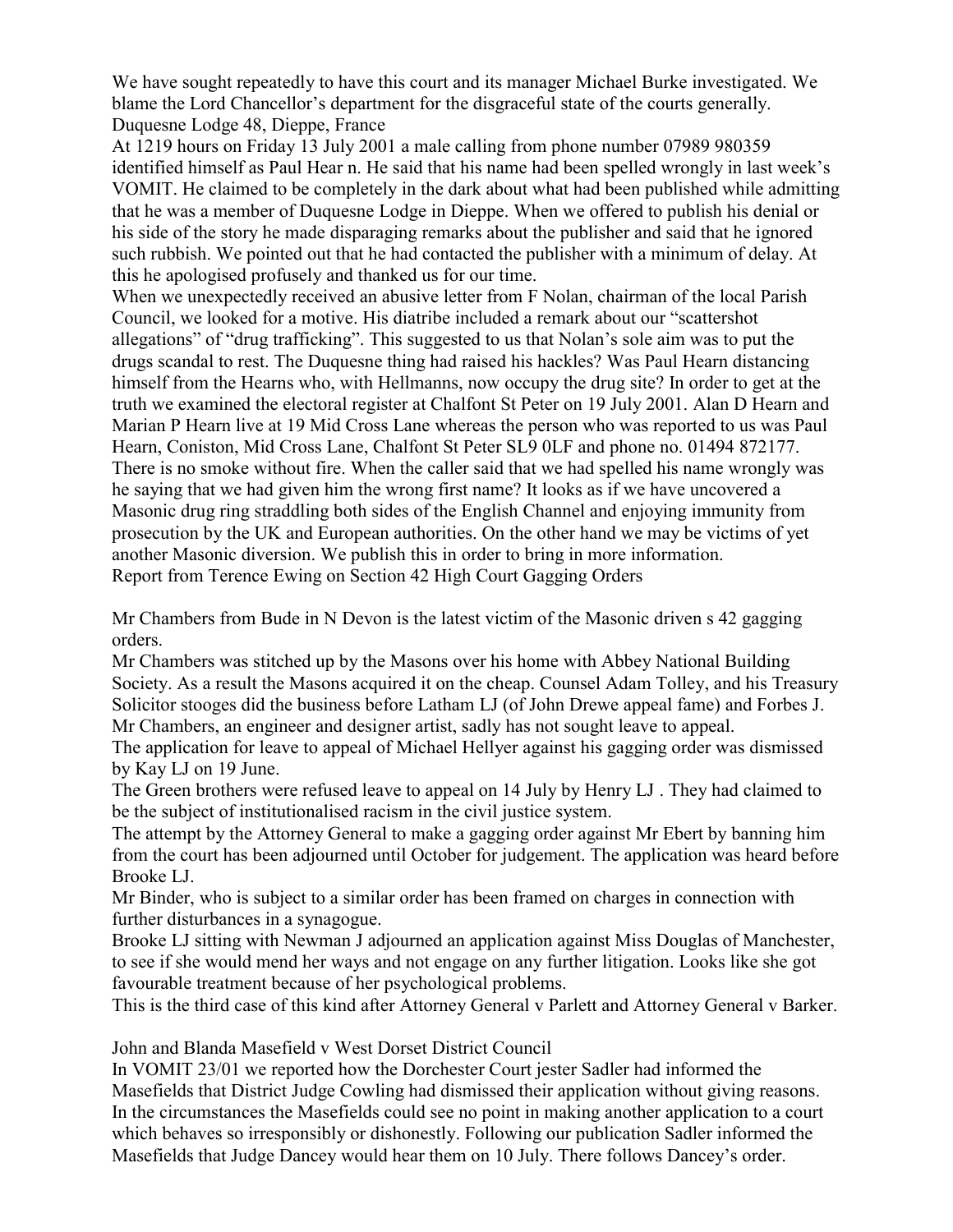We have sought repeatedly to have this court and its manager Michael Burke investigated. We blame the Lord Chancellor's department for the disgraceful state of the courts generally.

Duquesne Lodge 48, Dieppe, France

At 1219 hours on Friday 13 July 2001 a male calling from phone number 07989 980359 identified himself as Paul Hear n. He said that his name had been spelled wrongly in last week's VOMIT. He claimed to be completely in the dark about what had been published while admitting that he was a member of Duquesne Lodge in Dieppe. When we offered to publish his denial or his side of the story he made disparaging remarks about the publisher and said that he ignored such rubbish. We pointed out that he had contacted the publisher with a minimum of delay. At this he apologised profusely and thanked us for our time.

When we unexpectedly received an abusive letter from F Nolan, chairman of the local Parish Council, we looked for a motive. His diatribe included a remark about our "scattershot allegations" of "drug trafficking". This suggested to us that Nolan's sole aim was to put the drugs scandal to rest. The Duquesne thing had raised his hackles? Was Paul Hearn distancing himself from the Hearns who, with Hellmanns, now occupy the drug site? In order to get at the truth we examined the electoral register at Chalfont St Peter on 19 July 2001. Alan D Hearn and Marian P Hearn live at 19 Mid Cross Lane whereas the person who was reported to us was Paul Hearn, Coniston, Mid Cross Lane, Chalfont St Peter SL9 0LF and phone no. 01494 872177. There is no smoke without fire. When the caller said that we had spelled his name wrongly was he saying that we had given him the wrong first name? It looks as if we have uncovered a Masonic drug ring straddling both sides of the English Channel and enjoying immunity from prosecution by the UK and European authorities. On the other hand we may be victims of yet another Masonic diversion. We publish this in order to bring in more information.

Report from Terence Ewing on Section 42 High Court Gagging Orders

Mr Chambers from Bude in N Devon is the latest victim of the Masonic driven s 42 gagging orders.

Mr Chambers was stitched up by the Masons over his home with Abbey National Building Society. As a result the Masons acquired it on the cheap. Counsel Adam Tolley, and his Treasury Solicitor stooges did the business before Latham LJ (of John Drewe appeal fame) and Forbes J. Mr Chambers, an engineer and designer artist, sadly has not sought leave to appeal.

The application for leave to appeal of Michael Hellyer against his gagging order was dismissed by Kay LJ on 19 June.

The Green brothers were refused leave to appeal on 14 July by Henry LJ . They had claimed to be the subject of institutionalised racism in the civil justice system.

The attempt by the Attorney General to make a gagging order against Mr Ebert by banning him from the court has been adjourned until October for judgement. The application was heard before Brooke LJ.

Mr Binder, who is subject to a similar order has been framed on charges in connection with further disturbances in a synagogue.

Brooke LJ sitting with Newman J adjourned an application against Miss Douglas of Manchester, to see if she would mend her ways and not engage on any further litigation. Looks like she got favourable treatment because of her psychological problems.

This is the third case of this kind after Attorney General v Parlett and Attorney General v Barker.

John and Blanda Masefield v West Dorset District Council

In VOMIT 23/01 we reported how the Dorchester Court jester Sadler had informed the Masefields that District Judge Cowling had dismissed their application without giving reasons. In the circumstances the Masefields could see no point in making another application to a court which behaves so irresponsibly or dishonestly. Following our publication Sadler informed the Masefields that Judge Dancey would hear them on 10 July. There follows Dancey's order.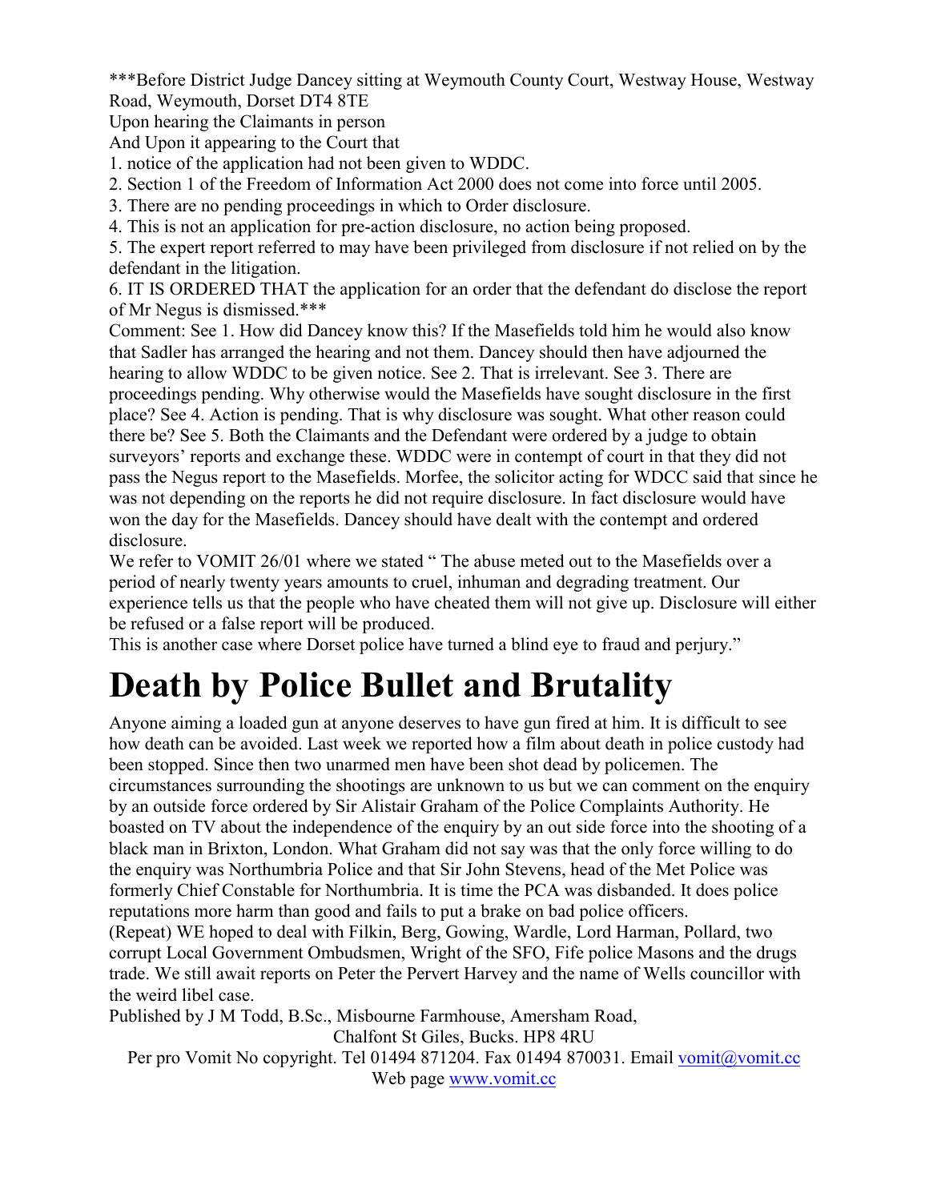***Before District Judge Dancey sitting at Weymouth County Court, Westway House, Westway Road, Weymouth, Dorset DT4 8TE

Upon hearing the Claimants in person

And Upon it appearing to the Court that

1. notice of the application had not been given to WDDC.
2. Section 1 of the Freedom of Information Act 2000 does not come into force until 2005.
3. There are no pending proceedings in which to Order disclosure.
4. This is not an application for pre-action disclosure, no action being proposed.
5. The expert report referred to may have been privileged from disclosure if not relied on by the defendant in the litigation.
6. IT IS ORDERED THAT the application for an order that the defendant do disclose the report of Mr Negus is dismissed.***

Comment: See 1. How did Dancey know this? If the Masefields told him he would also know that Sadler has arranged the hearing and not them. Dancey should then have adjourned the hearing to allow WDDC to be given notice. See 2. That is irrelevant. See 3. There are proceedings pending. Why otherwise would the Masefields have sought disclosure in the first place? See 4. Action is pending. That is why disclosure was sought. What other reason could there be? See 5. Both the Claimants and the Defendant were ordered by a judge to obtain surveyors' reports and exchange these. WDDC were in contempt of court in that they did not pass the Negus report to the Masefields. Morfee, the solicitor acting for WDCC said that since he was not depending on the reports he did not require disclosure. In fact disclosure would have won the day for the Masefields. Dancey should have dealt with the contempt and ordered disclosure.

We refer to VOMIT 26/01 where we stated " The abuse meted out to the Masefields over a period of nearly twenty years amounts to cruel, inhuman and degrading treatment. Our experience tells us that the people who have cheated them will not give up. Disclosure will either be refused or a false report will be produced.

This is another case where Dorset police have turned a blind eye to fraud and perjury."

# Death by Police Bullet and Brutality

Anyone aiming a loaded gun at anyone deserves to have gun fired at him. It is difficult to see how death can be avoided. Last week we reported how a film about death in police custody had been stopped. Since then two unarmed men have been shot dead by policemen. The circumstances surrounding the shootings are unknown to us but we can comment on the enquiry by an outside force ordered by Sir Alistair Graham of the Police Complaints Authority. He boasted on TV about the independence of the enquiry by an out side force into the shooting of a black man in Brixton, London. What Graham did not say was that the only force willing to do the enquiry was Northumbria Police and that Sir John Stevens, head of the Met Police was formerly Chief Constable for Northumbria. It is time the PCA was disbanded. It does police reputations more harm than good and fails to put a brake on bad police officers.

(Repeat) WE hoped to deal with Filkin, Berg, Gowing, Wardle, Lord Harman, Pollard, two corrupt Local Government Ombudsmen, Wright of the SFO, Fife police Masons and the drugs trade. We still await reports on Peter the Pervert Harvey and the name of Wells councillor with the weird libel case.

Published by J M Todd, B.Sc., Misbourne Farmhouse, Amersham Road, Chalfont St Giles, Bucks. HP8 4RU

Per pro Vomit No copyright. Tel 01494 871204. Fax 01494 870031. Email vomit@vomit.cc

Web page www.vomit.cc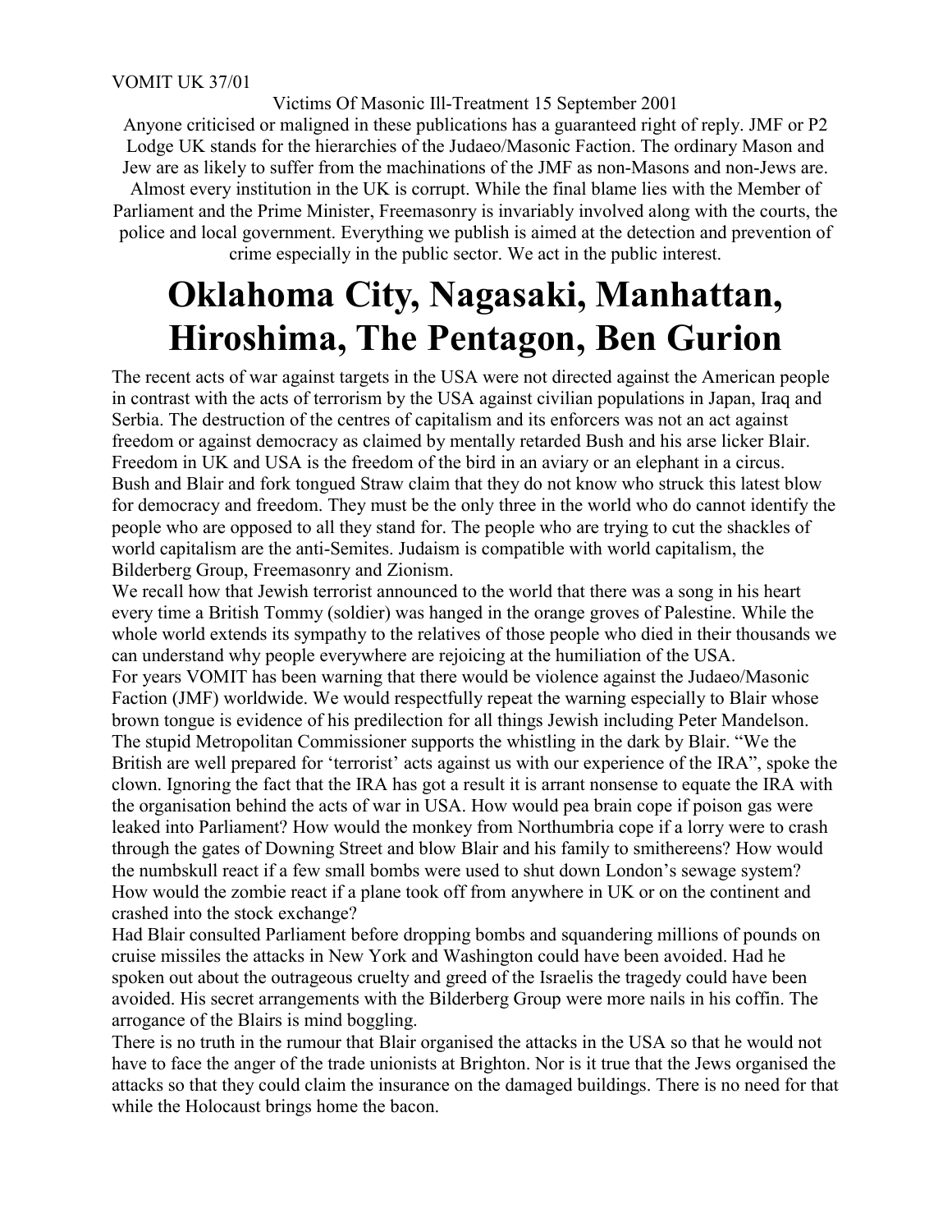VOMIT UK 37/01

Victims Of Masonic Ill-Treatment 15 September 2001

Anyone criticised or maligned in these publications has a guaranteed right of reply. JMF or P2 Lodge UK stands for the hierarchies of the Judaeo/Masonic Faction. The ordinary Mason and Jew are as likely to suffer from the machinations of the JMF as non-Masons and non-Jews are. Almost every institution in the UK is corrupt. While the final blame lies with the Member of Parliament and the Prime Minister, Freemasonry is invariably involved along with the courts, the police and local government. Everything we publish is aimed at the detection and prevention of crime especially in the public sector. We act in the public interest.

# Oklahoma City, Nagasaki, Manhattan, Hiroshima, The Pentagon, Ben Gurion

The recent acts of war against targets in the USA were not directed against the American people in contrast with the acts of terrorism by the USA against civilian populations in Japan, Iraq and Serbia. The destruction of the centres of capitalism and its enforcers was not an act against freedom or against democracy as claimed by mentally retarded Bush and his arse licker Blair. Freedom in UK and USA is the freedom of the bird in an aviary or an elephant in a circus. Bush and Blair and fork tongued Straw claim that they do not know who struck this latest blow for democracy and freedom. They must be the only three in the world who do cannot identify the people who are opposed to all they stand for. The people who are trying to cut the shackles of world capitalism are the anti-Semites. Judaism is compatible with world capitalism, the Bilderberg Group, Freemasonry and Zionism.

We recall how that Jewish terrorist announced to the world that there was a song in his heart every time a British Tommy (soldier) was hanged in the orange groves of Palestine. While the whole world extends its sympathy to the relatives of those people who died in their thousands we can understand why people everywhere are rejoicing at the humiliation of the USA.

For years VOMIT has been warning that there would be violence against the Judaeo/Masonic Faction (JMF) worldwide. We would respectfully repeat the warning especially to Blair whose brown tongue is evidence of his predilection for all things Jewish including Peter Mandelson. The stupid Metropolitan Commissioner supports the whistling in the dark by Blair. "We the British are well prepared for 'terrorist' acts against us with our experience of the IRA", spoke the clown. Ignoring the fact that the IRA has got a result it is arrant nonsense to equate the IRA with the organisation behind the acts of war in USA. How would pea brain cope if poison gas were leaked into Parliament? How would the monkey from Northumbria cope if a lorry were to crash through the gates of Downing Street and blow Blair and his family to smithereens? How would the numbskull react if a few small bombs were used to shut down London's sewage system? How would the zombie react if a plane took off from anywhere in UK or on the continent and crashed into the stock exchange?

Had Blair consulted Parliament before dropping bombs and squandering millions of pounds on cruise missiles the attacks in New York and Washington could have been avoided. Had he spoken out about the outrageous cruelty and greed of the Israelis the tragedy could have been avoided. His secret arrangements with the Bilderberg Group were more nails in his coffin. The arrogance of the Blairs is mind boggling.

There is no truth in the rumour that Blair organised the attacks in the USA so that he would not have to face the anger of the trade unionists at Brighton. Nor is it true that the Jews organised the attacks so that they could claim the insurance on the damaged buildings. There is no need for that while the Holocaust brings home the bacon.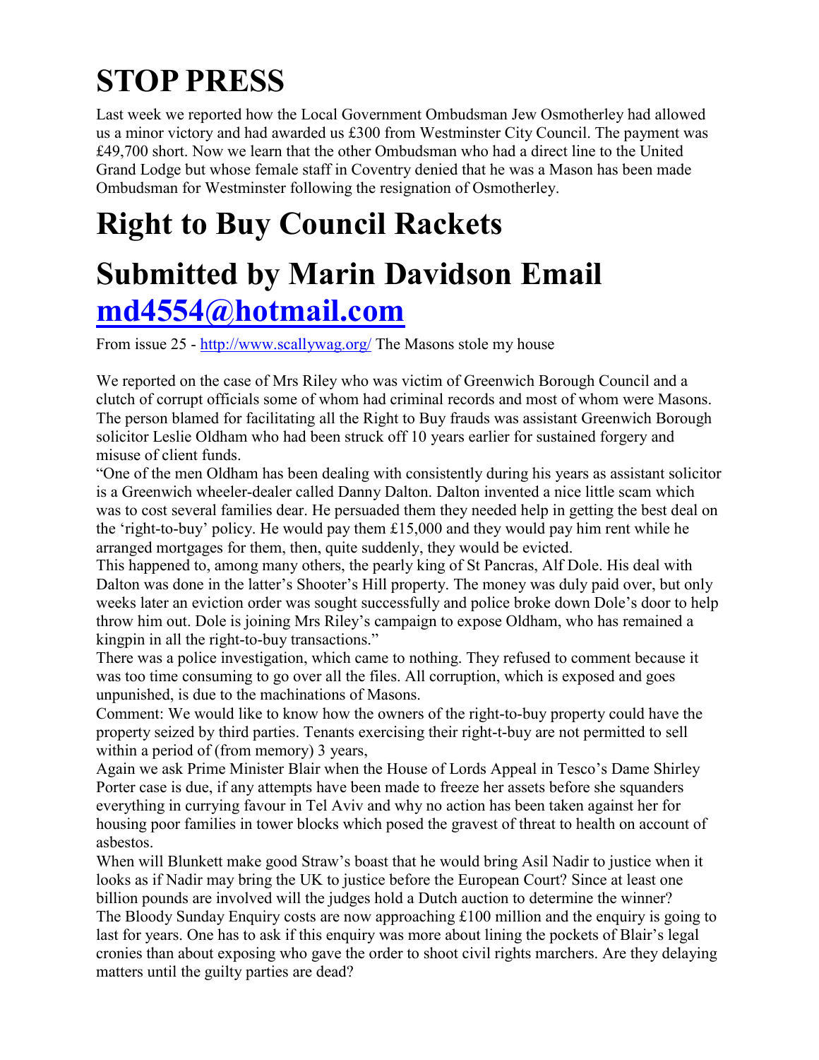# STOP PRESS

Last week we reported how the Local Government Ombudsman Jew Osmotherley had allowed us a minor victory and had awarded us £300 from Westminster City Council. The payment was £49,700 short. Now we learn that the other Ombudsman who had a direct line to the United Grand Lodge but whose female staff in Coventry denied that he was a Mason has been made Ombudsman for Westminster following the resignation of Osmotherley.

# Right to Buy Council Rackets

# Submitted by Marin Davidson Email [md4554@hotmail.com](mailto:md4554@hotmail.com)

From issue 25 - [http://www.scallywag.org/](http://www.scallywag.org/) The Masons stole my house

We reported on the case of Mrs Riley who was victim of Greenwich Borough Council and a clutch of corrupt officials some of whom had criminal records and most of whom were Masons. The person blamed for facilitating all the Right to Buy frauds was assistant Greenwich Borough solicitor Leslie Oldham who had been struck off 10 years earlier for sustained forgery and misuse of client funds.

"One of the men Oldham has been dealing with consistently during his years as assistant solicitor is a Greenwich wheeler-dealer called Danny Dalton. Dalton invented a nice little scam which was to cost several families dear. He persuaded them they needed help in getting the best deal on the 'right-to-buy' policy. He would pay them £15,000 and they would pay him rent while he arranged mortgages for them, then, quite suddenly, they would be evicted.

This happened to, among many others, the pearly king of St Pancras, Alf Dole. His deal with Dalton was done in the latter's Shooter's Hill property. The money was duly paid over, but only weeks later an eviction order was sought successfully and police broke down Dole's door to help throw him out. Dole is joining Mrs Riley's campaign to expose Oldham, who has remained a kingpin in all the right-to-buy transactions."

There was a police investigation, which came to nothing. They refused to comment because it was too time consuming to go over all the files. All corruption, which is exposed and goes unpunished, is due to the machinations of Masons.

Comment: We would like to know how the owners of the right-to-buy property could have the property seized by third parties. Tenants exercising their right-t-buy are not permitted to sell within a period of (from memory) 3 years,

Again we ask Prime Minister Blair when the House of Lords Appeal in Tesco's Dame Shirley Porter case is due, if any attempts have been made to freeze her assets before she squanders everything in currying favour in Tel Aviv and why no action has been taken against her for housing poor families in tower blocks which posed the gravest of threat to health on account of asbestos.

When will Blunkett make good Straw's boast that he would bring Asil Nadir to justice when it looks as if Nadir may bring the UK to justice before the European Court? Since at least one billion pounds are involved will the judges hold a Dutch auction to determine the winner?

The Bloody Sunday Enquiry costs are now approaching £100 million and the enquiry is going to last for years. One has to ask if this enquiry was more about lining the pockets of Blair's legal cronies than about exposing who gave the order to shoot civil rights marchers. Are they delaying matters until the guilty parties are dead?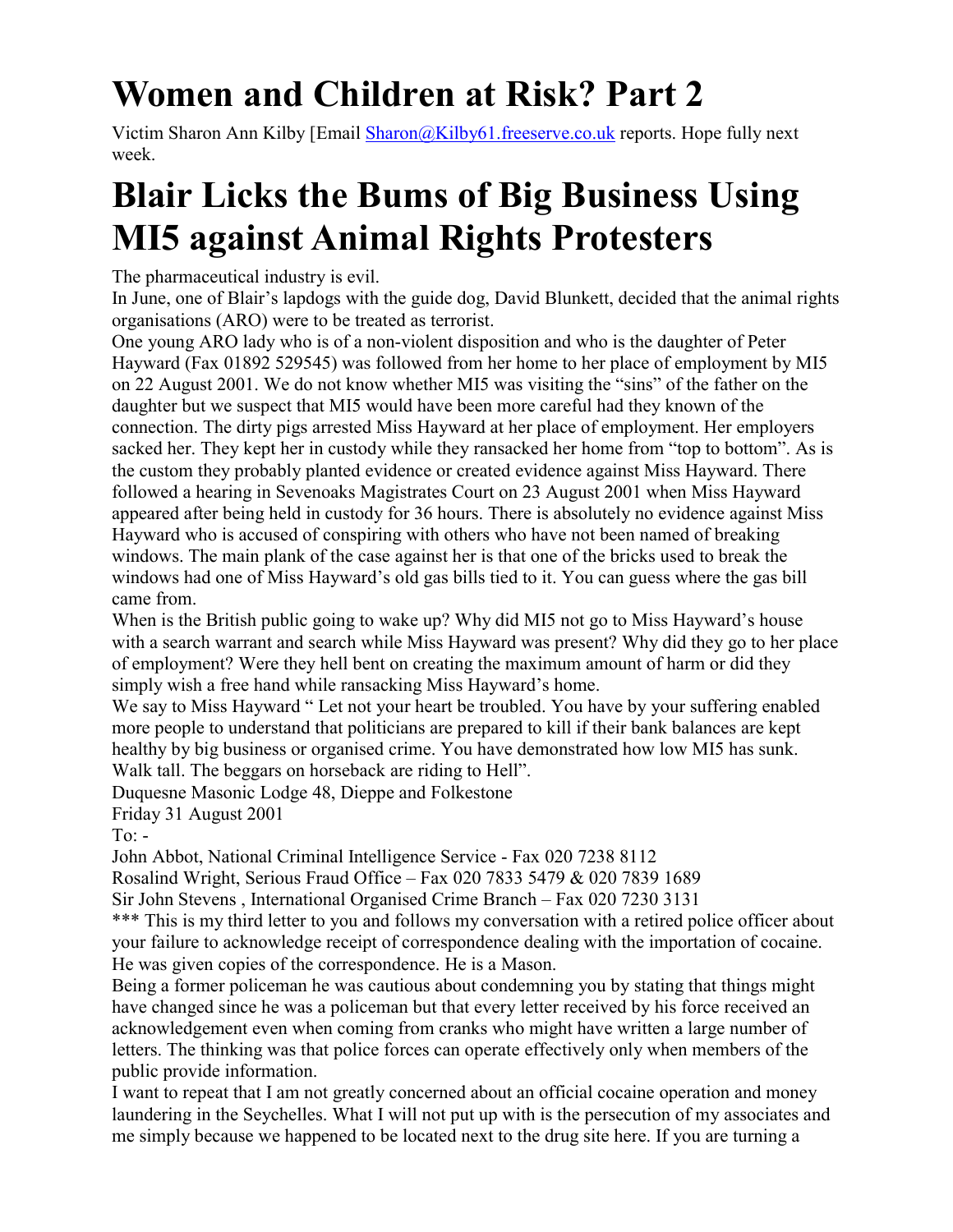# Women and Children at Risk? Part 2

Victim Sharon Ann Kilby [Email Sharon@Kilby61.freeserve.co.uk reports. Hope fully next week.

# Blair Licks the Bums of Big Business Using MI5 against Animal Rights Protesters

The pharmaceutical industry is evil.

In June, one of Blair's lapdogs with the guide dog, David Blunkett, decided that the animal rights organisations (ARO) were to be treated as terrorist.

One young ARO lady who is of a non-violent disposition and who is the daughter of Peter Hayward (Fax 01892 529545) was followed from her home to her place of employment by MI5 on 22 August 2001. We do not know whether MI5 was visiting the "sins" of the father on the daughter but we suspect that MI5 would have been more careful had they known of the connection. The dirty pigs arrested Miss Hayward at her place of employment. Her employers sacked her. They kept her in custody while they ransacked her home from "top to bottom". As is the custom they probably planted evidence or created evidence against Miss Hayward. There followed a hearing in Sevenoaks Magistrates Court on 23 August 2001 when Miss Hayward appeared after being held in custody for 36 hours. There is absolutely no evidence against Miss Hayward who is accused of conspiring with others who have not been named of breaking windows. The main plank of the case against her is that one of the bricks used to break the windows had one of Miss Hayward's old gas bills tied to it. You can guess where the gas bill came from.

When is the British public going to wake up? Why did MI5 not go to Miss Hayward's house with a search warrant and search while Miss Hayward was present? Why did they go to her place of employment? Were they hell bent on creating the maximum amount of harm or did they simply wish a free hand while ransacking Miss Hayward's home.

We say to Miss Hayward " Let not your heart be troubled. You have by your suffering enabled more people to understand that politicians are prepared to kill if their bank balances are kept healthy by big business or organised crime. You have demonstrated how low MI5 has sunk. Walk tall. The beggars on horseback are riding to Hell".

Duquesne Masonic Lodge 48, Dieppe and Folkestone

Friday 31 August 2001

To: -

John Abbot, National Criminal Intelligence Service - Fax 020 7238 8112

Rosalind Wright, Serious Fraud Office – Fax 020 7833 5479 & 020 7839 1689

Sir John Stevens , International Organised Crime Branch – Fax 020 7230 3131

*** This is my third letter to you and follows my conversation with a retired police officer about your failure to acknowledge receipt of correspondence dealing with the importation of cocaine. He was given copies of the correspondence. He is a Mason.

Being a former policeman he was cautious about condemning you by stating that things might have changed since he was a policeman but that every letter received by his force received an acknowledgement even when coming from cranks who might have written a large number of letters. The thinking was that police forces can operate effectively only when members of the public provide information.

I want to repeat that I am not greatly concerned about an official cocaine operation and money laundering in the Seychelles. What I will not put up with is the persecution of my associates and me simply because we happened to be located next to the drug site here. If you are turning a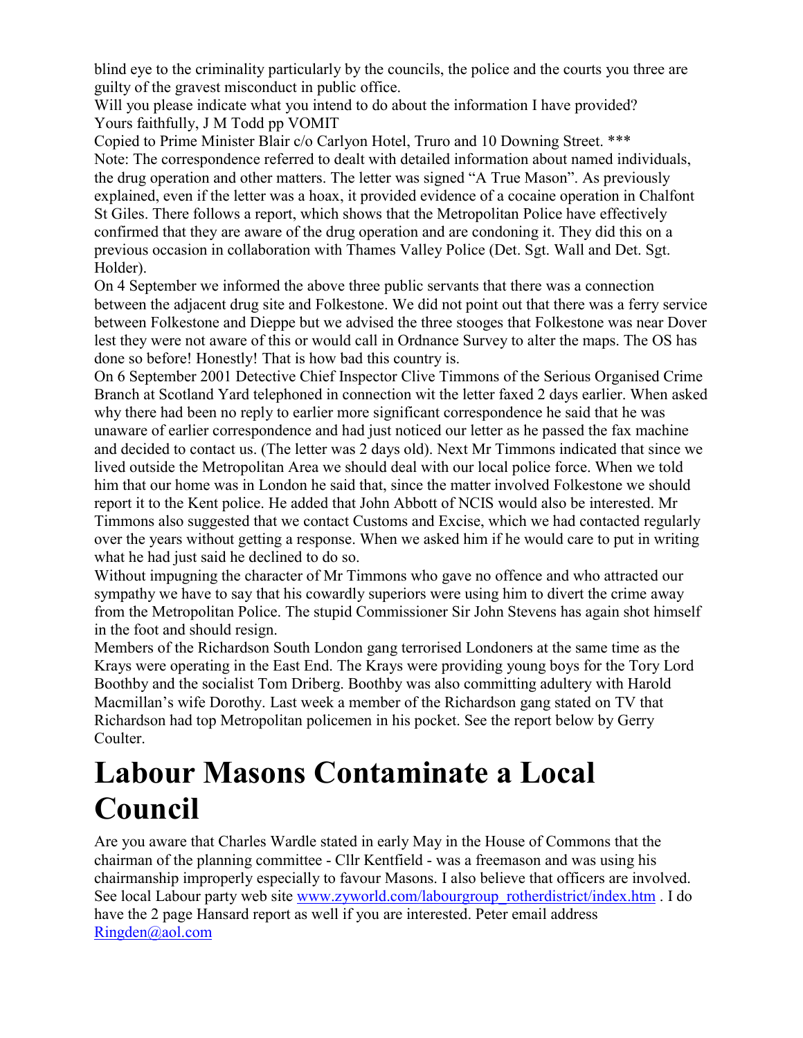blind eye to the criminality particularly by the councils, the police and the courts you three are guilty of the gravest misconduct in public office.

Will you please indicate what you intend to do about the information I have provided?

Yours faithfully, J M Todd pp VOMIT

Copied to Prime Minister Blair c/o Carlyon Hotel, Truro and 10 Downing Street. ***

Note: The correspondence referred to dealt with detailed information about named individuals, the drug operation and other matters. The letter was signed "A True Mason". As previously explained, even if the letter was a hoax, it provided evidence of a cocaine operation in Chalfont St Giles. There follows a report, which shows that the Metropolitan Police have effectively confirmed that they are aware of the drug operation and are condoning it. They did this on a previous occasion in collaboration with Thames Valley Police (Det. Sgt. Wall and Det. Sgt. Holder).

On 4 September we informed the above three public servants that there was a connection between the adjacent drug site and Folkestone. We did not point out that there was a ferry service between Folkestone and Dieppe but we advised the three stooges that Folkestone was near Dover lest they were not aware of this or would call in Ordnance Survey to alter the maps. The OS has done so before! Honestly! That is how bad this country is.

On 6 September 2001 Detective Chief Inspector Clive Timmons of the Serious Organised Crime Branch at Scotland Yard telephoned in connection wit the letter faxed 2 days earlier. When asked why there had been no reply to earlier more significant correspondence he said that he was unaware of earlier correspondence and had just noticed our letter as he passed the fax machine and decided to contact us. (The letter was 2 days old). Next Mr Timmons indicated that since we lived outside the Metropolitan Area we should deal with our local police force. When we told him that our home was in London he said that, since the matter involved Folkestone we should report it to the Kent police. He added that John Abbott of NCIS would also be interested. Mr Timmons also suggested that we contact Customs and Excise, which we had contacted regularly over the years without getting a response. When we asked him if he would care to put in writing what he had just said he declined to do so.

Without impugning the character of Mr Timmons who gave no offence and who attracted our sympathy we have to say that his cowardly superiors were using him to divert the crime away from the Metropolitan Police. The stupid Commissioner Sir John Stevens has again shot himself in the foot and should resign.

Members of the Richardson South London gang terrorised Londoners at the same time as the Krays were operating in the East End. The Krays were providing young boys for the Tory Lord Boothby and the socialist Tom Driberg. Boothby was also committing adultery with Harold Macmillan's wife Dorothy. Last week a member of the Richardson gang stated on TV that Richardson had top Metropolitan policemen in his pocket. See the report below by Gerry Coulter.

# Labour Masons Contaminate a Local Council

Are you aware that Charles Wardle stated in early May in the House of Commons that the chairman of the planning committee - Cllr Kentfield - was a freemason and was using his chairmanship improperly especially to favour Masons. I also believe that officers are involved. See local Labour party web site www.zyworld.com/labourgroup_rotherdistrict/index.htm . I do have the 2 page Hansard report as well if you are interested. Peter email address Ringden@aol.com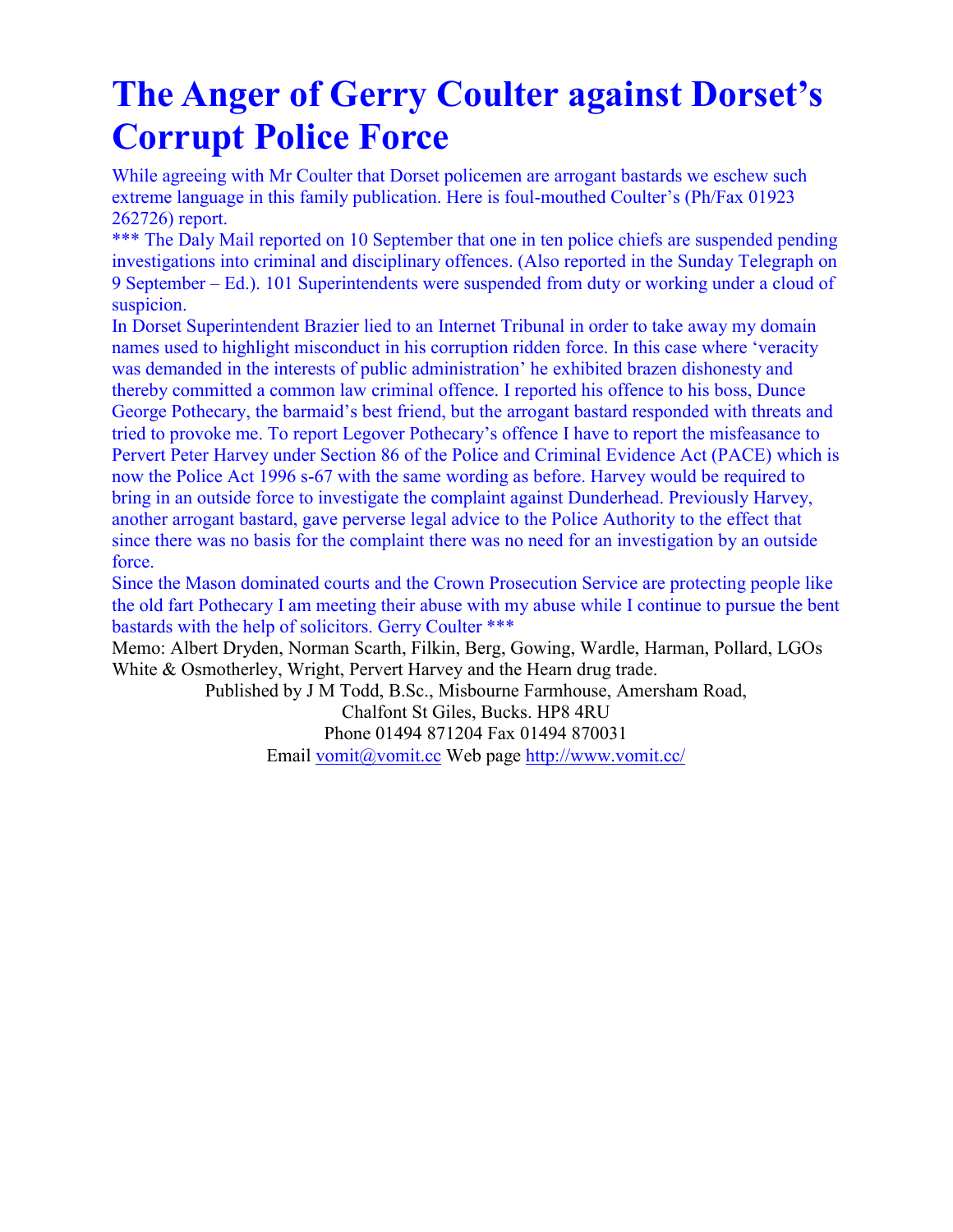# The Anger of Gerry Coulter against Dorset's Corrupt Police Force

While agreeing with Mr Coulter that Dorset policemen are arrogant bastards we eschew such extreme language in this family publication. Here is foul-mouthed Coulter's (Ph/Fax 01923 262726) report.

*** The Daly Mail reported on 10 September that one in ten police chiefs are suspended pending investigations into criminal and disciplinary offences. (Also reported in the Sunday Telegraph on 9 September – Ed.). 101 Superintendents were suspended from duty or working under a cloud of suspicion.

In Dorset Superintendent Brazier lied to an Internet Tribunal in order to take away my domain names used to highlight misconduct in his corruption ridden force. In this case where 'veracity was demanded in the interests of public administration' he exhibited brazen dishonesty and thereby committed a common law criminal offence. I reported his offence to his boss, Dunce George Pothecary, the barmaid's best friend, but the arrogant bastard responded with threats and tried to provoke me. To report Legover Pothecary's offence I have to report the misfeasance to Pervert Peter Harvey under Section 86 of the Police and Criminal Evidence Act (PACE) which is now the Police Act 1996 s-67 with the same wording as before. Harvey would be required to bring in an outside force to investigate the complaint against Dunderhead. Previously Harvey, another arrogant bastard, gave perverse legal advice to the Police Authority to the effect that since there was no basis for the complaint there was no need for an investigation by an outside force.

Since the Mason dominated courts and the Crown Prosecution Service are protecting people like the old fart Pothecary I am meeting their abuse with my abuse while I continue to pursue the bent bastards with the help of solicitors. Gerry Coulter ***

Memo: Albert Dryden, Norman Scarth, Filkin, Berg, Gowing, Wardle, Harman, Pollard, LGOs White & Osmotherley, Wright, Pervert Harvey and the Hearn drug trade.

Published by J M Todd, B.Sc., Misbourne Farmhouse, Amersham Road,
Chalfont St Giles, Bucks. HP8 4RU
Phone 01494 871204 Fax 01494 870031
Email vomit@vomit.cc Web page http://www.vomit.cc/